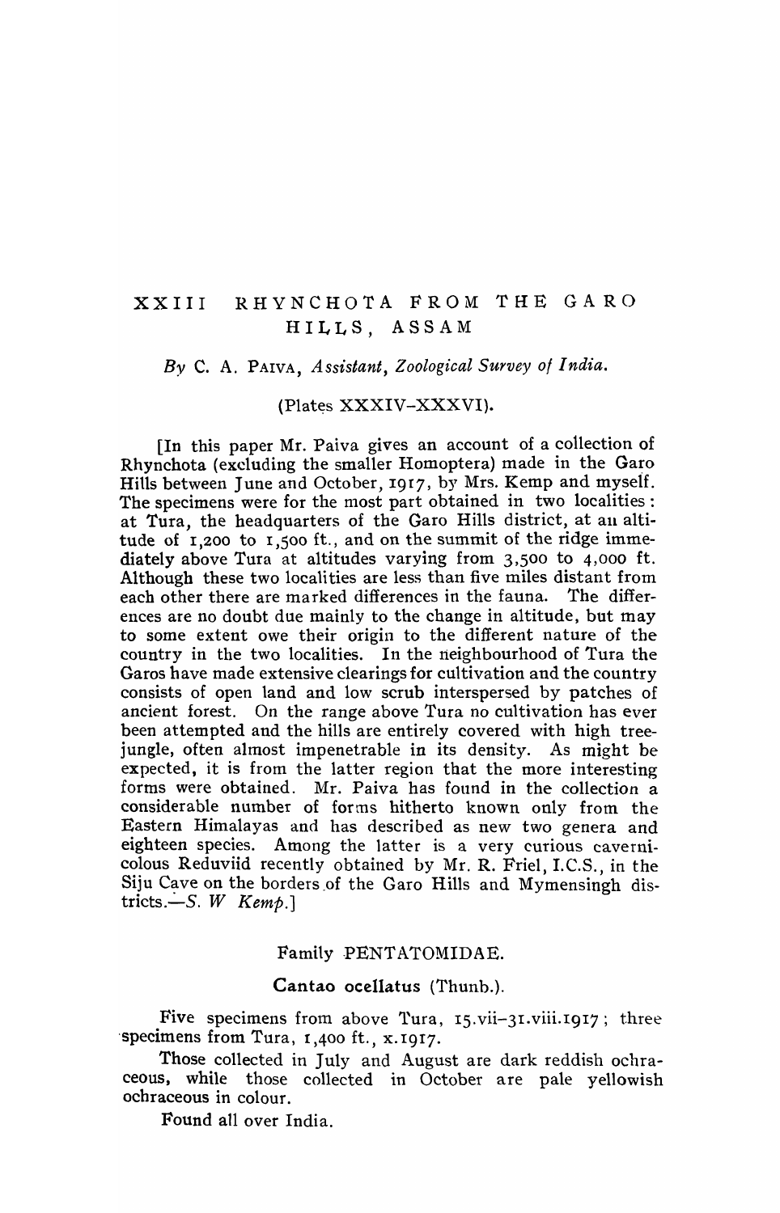# XXIII RHYNCHOTA FROM THE GARO HILLS, ASSAM

*By* C. A. Paiva, *Assistant, Zoological Survey of India.*

(Plates XXXIV–XXXVI).

[In this paper Mr. Paiva gives an account of a collection of Rhynchota (excluding the smaller Homoptera) made in the Garo Hills between June and October, 1917, by Mrs. Kemp and myself. The specimens were for the most part obtained in two localities: at Tura, the headquarters of the Garo Hills district, at an altitude of 1,200 to 1,500 ft., and on the summit of the ridge immediately above Tura at altitudes varying from 3,500 to 4,000 ft. Although these two localities are less than five miles distant from each other there are marked differences in the fauna. The differences are no doubt due mainly to the change in altitude, but may to some extent owe their origin to the different nature of the country in the two localities. In the neighbourhood of Tura the Garos have made extensive clearings for cultivation and the country consists of open land and low scrub interspersed by patches of ancient forest. On the range above Tura no cultivation has ever been attempted and the hills are entirely covered with high tree-jungle, often almost impenetrable in its density. As might be expected, it is from the latter region that the more interesting forms were obtained. Mr. Paiva has found in the collection a considerable number of forms hitherto known only from the Eastern Himalayas and has described as new two genera and eighteen species. Among the latter is a very curious cavernicolous Reduviid recently obtained by Mr. R. Friel, I.C.S., in the Siju Cave on the borders of the Garo Hills and Mymensingh districts.—*S. W Kemp.*]

## Family PENTATOMIDAE.

### Cantao ocellatus (Thunb.).

Five specimens from above Tura, 15.vii–31.viii.1917; three specimens from Tura, 1,400 ft., x.1917.

Those collected in July and August are dark reddish ochraceous, while those collected in October are pale yellowish ochraceous in colour.

Found all over India.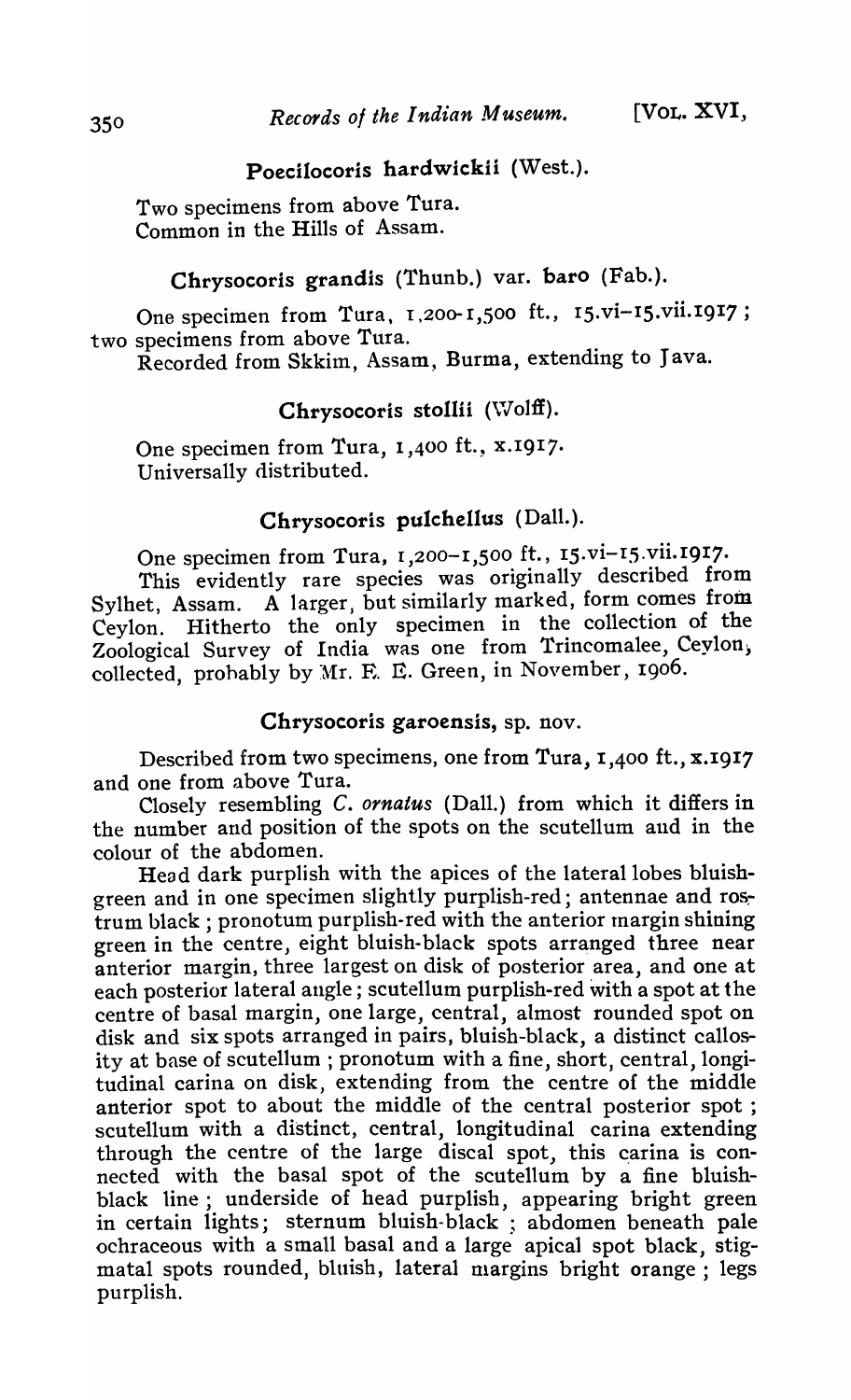## Poecilocoris hardwickii (West.).

Two specimens from above Tura.
Common in the Hills of Assam.

## Chrysocoris grandis (Thunb.) var. baro (Fab.).

One specimen from Tura, 1,200-1,500 ft., 15.vi–15.vii.1917; two specimens from above Tura.
Recorded from Skkim, Assam, Burma, extending to Java.

## Chrysocoris stollii (Wolff).

One specimen from Tura, 1,400 ft., x.1917.
Universally distributed.

## Chrysocoris pulchellus (Dall.).

One specimen from Tura, 1,200–1,500 ft., 15.vi–15.vii.1917.

This evidently rare species was originally described from Sylhet, Assam. A larger, but similarly marked, form comes from Ceylon. Hitherto the only specimen in the collection of the Zoological Survey of India was one from Trincomalee, Ceylon, collected, probably by Mr. E. E. Green, in November, 1906.

## Chrysocoris garoensis, sp. nov.

Described from two specimens, one from Tura, 1,400 ft., x.1917 and one from above Tura.

Closely resembling *C. ornatus* (Dall.) from which it differs in the number and position of the spots on the scutellum and in the colour of the abdomen.

Head dark purplish with the apices of the lateral lobes bluish-green and in one specimen slightly purplish-red; antennae and rostrum black; pronotum purplish-red with the anterior margin shining green in the centre, eight bluish-black spots arranged three near anterior margin, three largest on disk of posterior area, and one at each posterior lateral angle; scutellum purplish-red with a spot at the centre of basal margin, one large, central, almost rounded spot on disk and six spots arranged in pairs, bluish-black, a distinct callosity at base of scutellum; pronotum with a fine, short, central, longitudinal carina on disk, extending from the centre of the middle anterior spot to about the middle of the central posterior spot; scutellum with a distinct, central, longitudinal carina extending through the centre of the large discal spot, this carina is connected with the basal spot of the scutellum by a fine bluish-black line; underside of head purplish, appearing bright green in certain lights; sternum bluish-black; abdomen beneath pale ochraceous with a small basal and a large apical spot black, stigmatal spots rounded, bluish, lateral margins bright orange; legs purplish.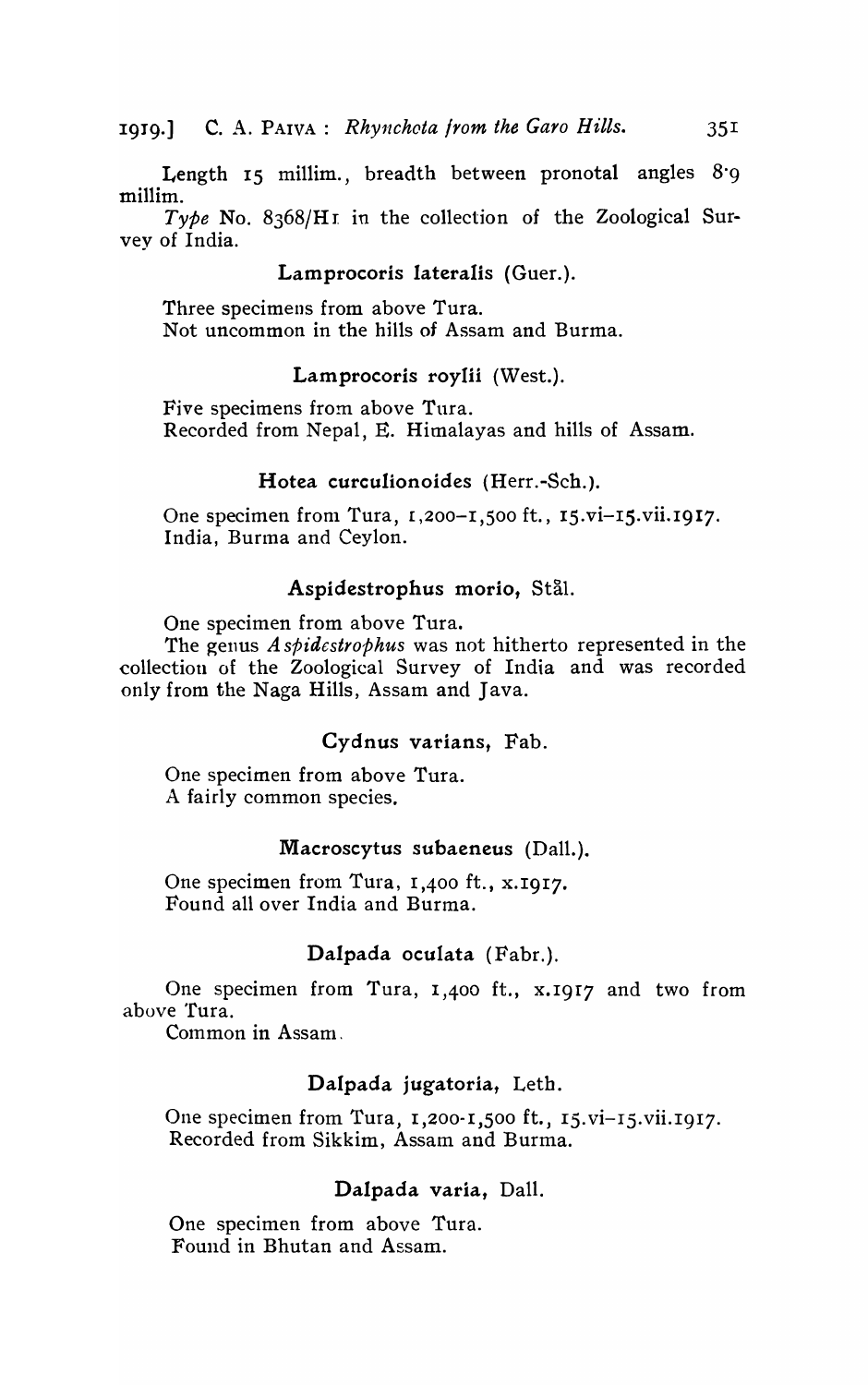Length 15 millim., breadth between pronotal angles 8·9 millim.

*Type* No. 8368/H1 in the collection of the Zoological Survey of India.

### Lamprocoris lateralis (Guer.).

Three specimens from above Tura.
Not uncommon in the hills of Assam and Burma.

### Lamprocoris roylii (West.).

Five specimens from above Tura.
Recorded from Nepal, E. Himalayas and hills of Assam.

### Hotea curculionoides (Herr.-Sch.).

One specimen from Tura, 1,200–1,500 ft., 15.vi–15.vii.1917.
India, Burma and Ceylon.

### Aspidestrophus morio, Stål.

One specimen from above Tura.

The genus *Aspidestrophus* was not hitherto represented in the collection of the Zoological Survey of India and was recorded only from the Naga Hills, Assam and Java.

### Cydnus varians, Fab.

One specimen from above Tura.
A fairly common species.

### Macroscytus subaeneus (Dall.).

One specimen from Tura, 1,400 ft., x.1917.
Found all over India and Burma.

### Dalpada oculata (Fabr.).

One specimen from Tura, 1,400 ft., x.1917 and two from above Tura.

Common in Assam.

### Dalpada jugatoria, Leth.

One specimen from Tura, 1,200-1,500 ft., 15.vi–15.vii.1917.
Recorded from Sikkim, Assam and Burma.

### Dalpada varia, Dall.

One specimen from above Tura.
Found in Bhutan and Assam.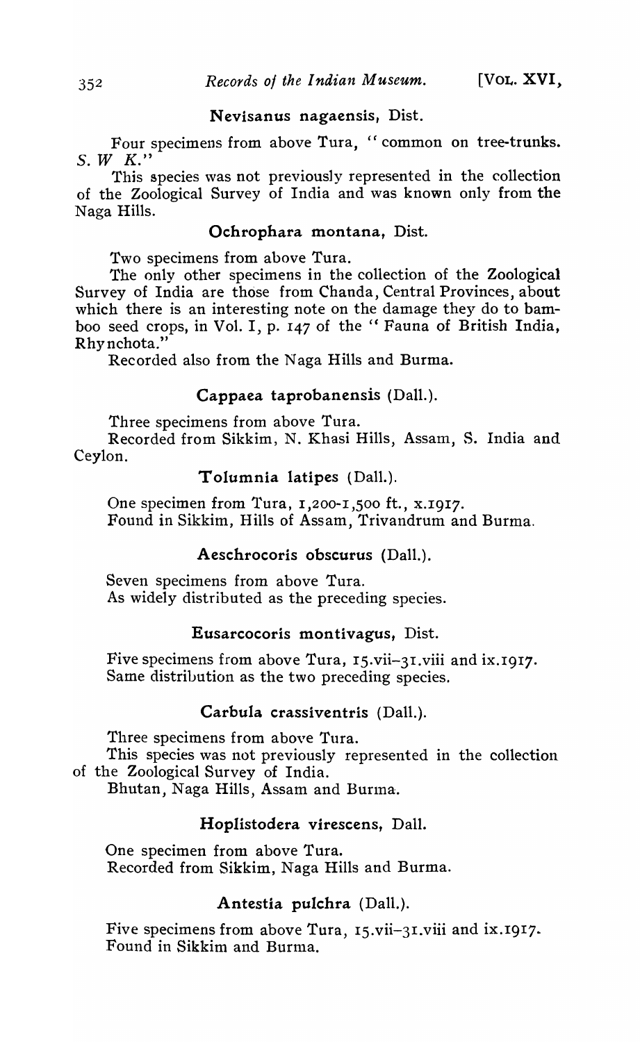### Nevisanus nagaensis, Dist.

Four specimens from above Tura, "common on tree-trunks. *S. W K.*"

This species was not previously represented in the collection of the Zoological Survey of India and was known only from the Naga Hills.

### Ochrophara montana, Dist.

Two specimens from above Tura.

The only other specimens in the collection of the Zoological Survey of India are those from Chanda, Central Provinces, about which there is an interesting note on the damage they do to bamboo seed crops, in Vol. I, p. 147 of the "Fauna of British India, Rhynchota."

Recorded also from the Naga Hills and Burma.

### Cappaea taprobanensis (Dall.).

Three specimens from above Tura.

Recorded from Sikkim, N. Khasi Hills, Assam, S. India and Ceylon.

### Tolumnia latipes (Dall.).

One specimen from Tura, 1,200-1,500 ft., x.1917.
Found in Sikkim, Hills of Assam, Trivandrum and Burma.

### Aeschrocoris obscurus (Dall.).

Seven specimens from above Tura.
As widely distributed as the preceding species.

### Eusarcocoris montivagus, Dist.

Five specimens from above Tura, 15.vii–31.viii and ix.1917.
Same distribution as the two preceding species.

### Carbula crassiventris (Dall.).

Three specimens from above Tura.

This species was not previously represented in the collection of the Zoological Survey of India.

Bhutan, Naga Hills, Assam and Burma.

### Hoplistodera virescens, Dall.

One specimen from above Tura.
Recorded from Sikkim, Naga Hills and Burma.

### Antestia pulchra (Dall.).

Five specimens from above Tura, 15.vii–31.viii and ix.1917.
Found in Sikkim and Burma.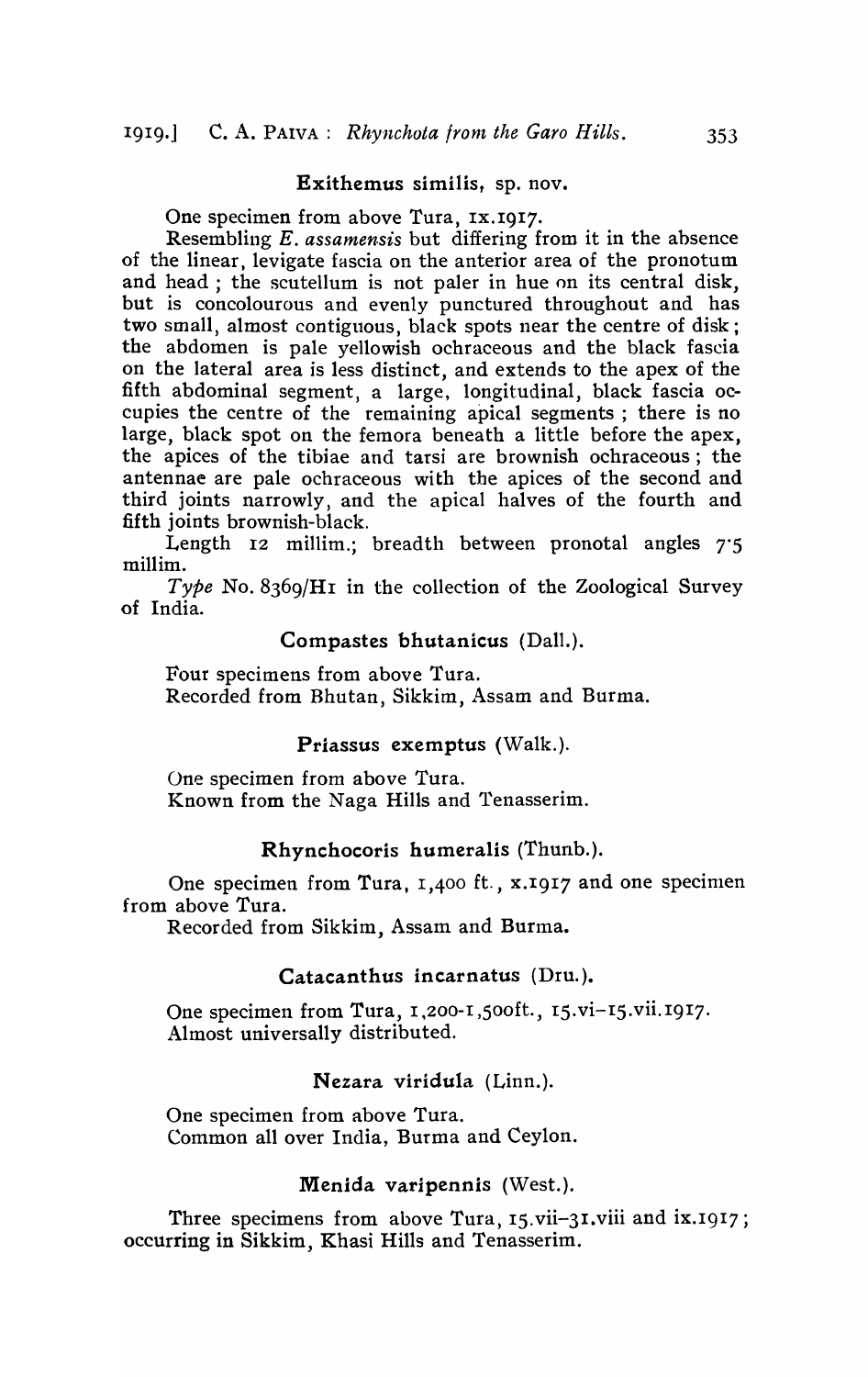### Exithemus similis, sp. nov.

One specimen from above Tura, IX.1917.

Resembling *E. assamensis* but differing from it in the absence of the linear, levigate fascia on the anterior area of the pronotum and head; the scutellum is not paler in hue on its central disk, but is concolourous and evenly punctured throughout and has two small, almost contiguous, black spots near the centre of disk; the abdomen is pale yellowish ochraceous and the black fascia on the lateral area is less distinct, and extends to the apex of the fifth abdominal segment, a large, longitudinal, black fascia occupies the centre of the remaining apical segments; there is no large, black spot on the femora beneath a little before the apex, the apices of the tibiae and tarsi are brownish ochraceous; the antennae are pale ochraceous with the apices of the second and third joints narrowly, and the apical halves of the fourth and fifth joints brownish-black.

Length 12 millim.; breadth between pronotal angles 7·5 millim.

*Type* No. 8369/H1 in the collection of the Zoological Survey of India.

### Compastes bhutanicus (Dall.).

Four specimens from above Tura.
Recorded from Bhutan, Sikkim, Assam and Burma.

### Priassus exemptus (Walk.).

One specimen from above Tura.
Known from the Naga Hills and Tenasserim.

### Rhynchocoris humeralis (Thunb.).

One specimen from Tura, 1,400 ft., x.1917 and one specimen from above Tura.

Recorded from Sikkim, Assam and Burma.

### Catacanthus incarnatus (Dru.).

One specimen from Tura, 1,200-1,500ft., 15.vi–15.vii.1917.
Almost universally distributed.

### Nezara viridula (Linn.).

One specimen from above Tura.
Common all over India, Burma and Ceylon.

### Menida varipennis (West.).

Three specimens from above Tura, 15.vii–31.viii and ix.1917; occurring in Sikkim, Khasi Hills and Tenasserim.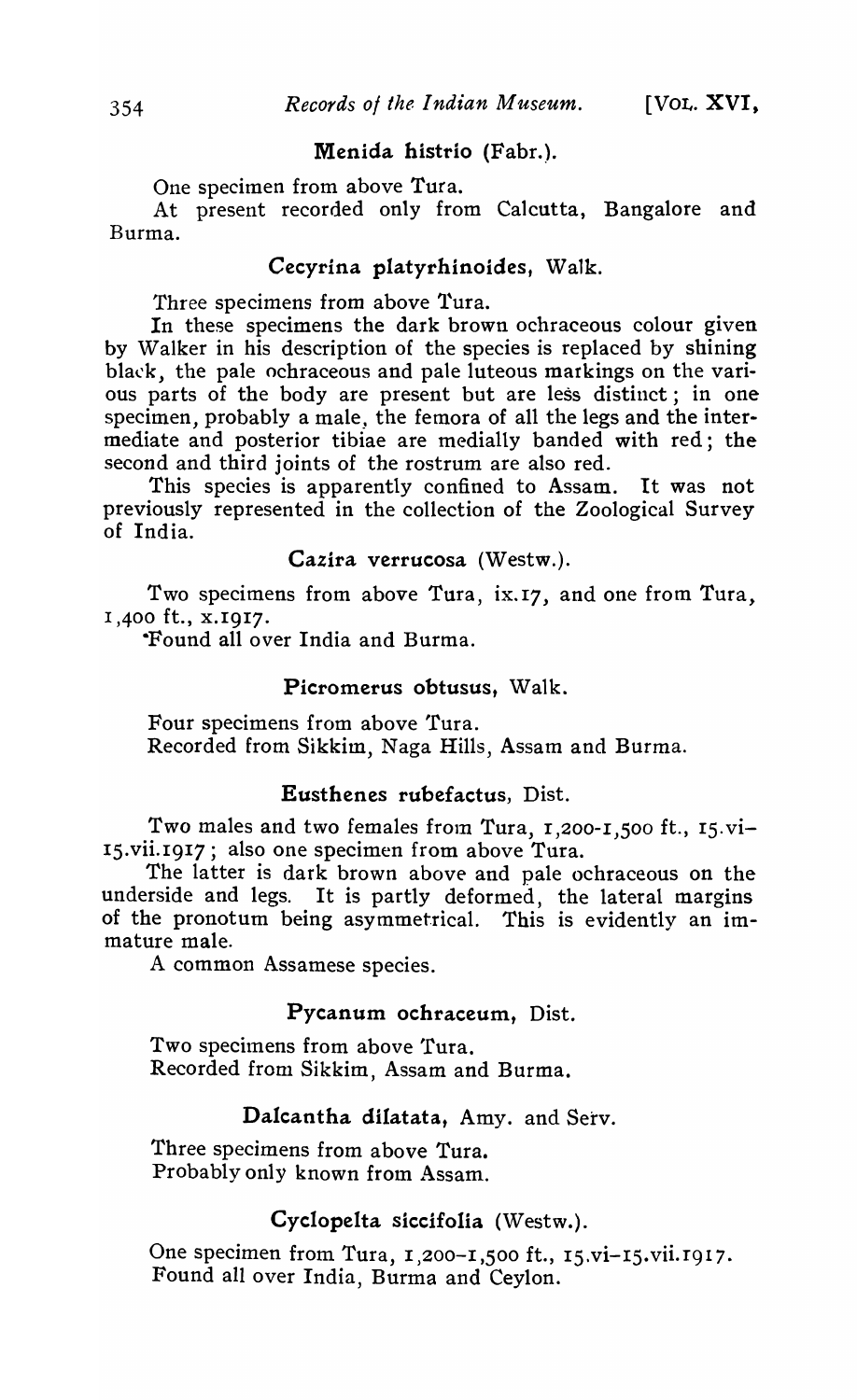### Menida histrio (Fabr.).

One specimen from above Tura.

At present recorded only from Calcutta, Bangalore and Burma.

### Cecyrina platyrhinoides, Walk.

Three specimens from above Tura.

In these specimens the dark brown ochraceous colour given by Walker in his description of the species is replaced by shining black, the pale ochraceous and pale luteous markings on the various parts of the body are present but are less distinct; in one specimen, probably a male, the femora of all the legs and the intermediate and posterior tibiae are medially banded with red; the second and third joints of the rostrum are also red.

This species is apparently confined to Assam. It was not previously represented in the collection of the Zoological Survey of India.

### Cazira verrucosa (Westw.).

Two specimens from above Tura, ix.17, and one from Tura, 1,400 ft., x.1917.

Found all over India and Burma.

### Picromerus obtusus, Walk.

Four specimens from above Tura.

Recorded from Sikkim, Naga Hills, Assam and Burma.

### Eusthenes rubefactus, Dist.

Two males and two females from Tura, 1,200-1,500 ft., 15.vi-15.vii.1917; also one specimen from above Tura.

The latter is dark brown above and pale ochraceous on the underside and legs. It is partly deformed, the lateral margins of the pronotum being asymmetrical. This is evidently an immature male.

A common Assamese species.

### Pycanum ochraceum, Dist.

Two specimens from above Tura.

Recorded from Sikkim, Assam and Burma.

### Dalcantha dilatata, Amy. and Serv.

Three specimens from above Tura.

Probably only known from Assam.

### Cyclopelta siccifolia (Westw.).

One specimen from Tura, 1,200-1,500 ft., 15.vi-15.vii.1917.

Found all over India, Burma and Ceylon.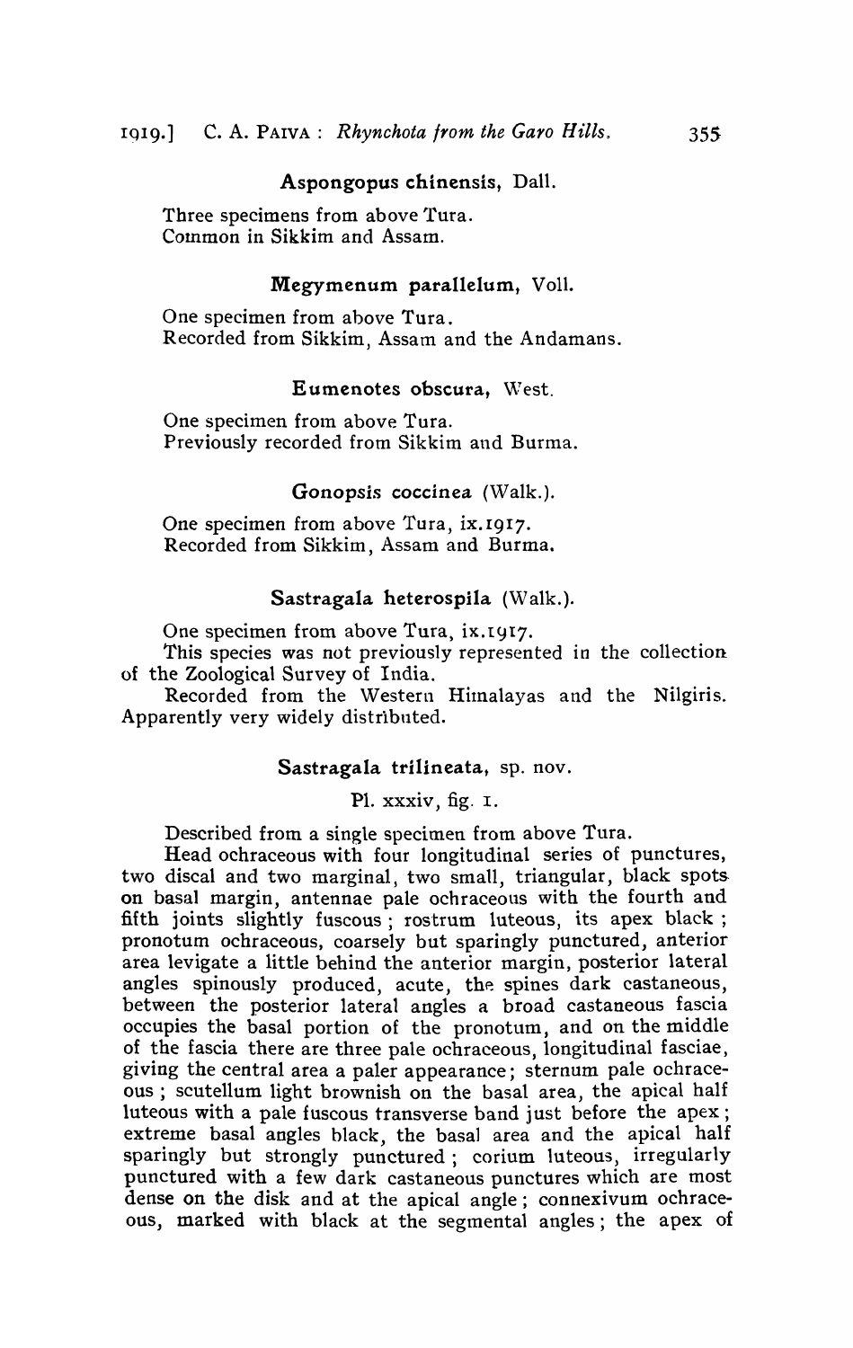### Aspongopus chinensis, Dall.

Three specimens from above Tura.
Common in Sikkim and Assam.

### Megymenum parallelum, Voll.

One specimen from above Tura.
Recorded from Sikkim, Assam and the Andamans.

### Eumenotes obscura, West.

One specimen from above Tura.
Previously recorded from Sikkim and Burma.

### Gonopsis coccinea (Walk.).

One specimen from above Tura, ix.1917.
Recorded from Sikkim, Assam and Burma.

### Sastragala heterospila (Walk.).

One specimen from above Tura, ix.1917.

This species was not previously represented in the collection of the Zoological Survey of India.

Recorded from the Western Himalayas and the Nilgiris. Apparently very widely distributed.

### Sastragala trilineata, sp. nov.

Pl. xxxiv, fig. 1.

Described from a single specimen from above Tura.

Head ochraceous with four longitudinal series of punctures, two discal and two marginal, two small, triangular, black spots on basal margin, antennae pale ochraceous with the fourth and fifth joints slightly fuscous; rostrum luteous, its apex black; pronotum ochraceous, coarsely but sparingly punctured, anterior area levigate a little behind the anterior margin, posterior lateral angles spinously produced, acute, the spines dark castaneous, between the posterior lateral angles a broad castaneous fascia occupies the basal portion of the pronotum, and on the middle of the fascia there are three pale ochraceous, longitudinal fasciae, giving the central area a paler appearance; sternum pale ochraceous; scutellum light brownish on the basal area, the apical half luteous with a pale fuscous transverse band just before the apex; extreme basal angles black, the basal area and the apical half sparingly but strongly punctured; corium luteous, irregularly punctured with a few dark castaneous punctures which are most dense on the disk and at the apical angle; connexivum ochraceous, marked with black at the segmental angles; the apex of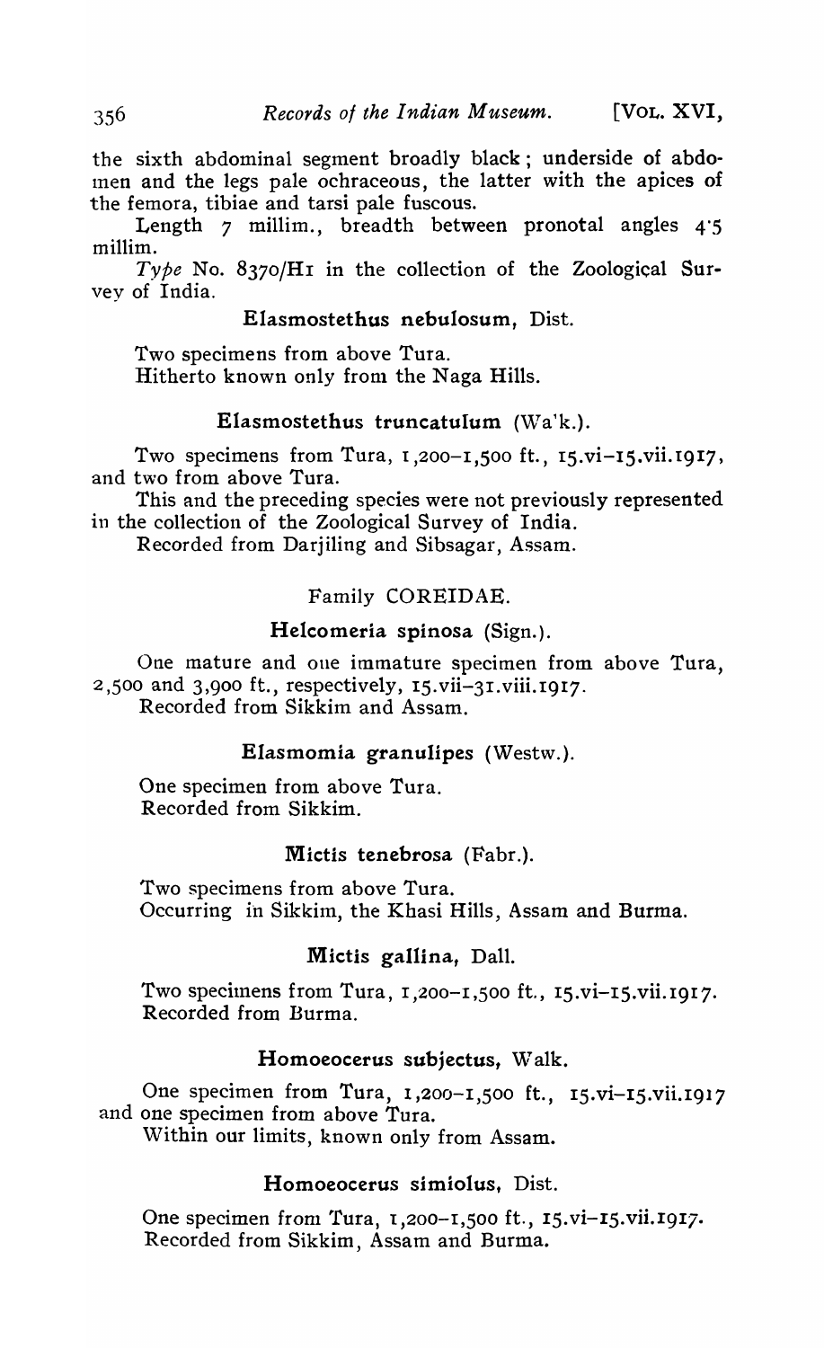the sixth abdominal segment broadly black; underside of abdomen and the legs pale ochraceous, the latter with the apices of the femora, tibiae and tarsi pale fuscous.

Length 7 millim., breadth between pronotal angles 4·5 millim.

*Type* No. 8370/H1 in the collection of the Zoological Survey of India.

### Elasmostethus nebulosum, Dist.

Two specimens from above Tura.
Hitherto known only from the Naga Hills.

### Elasmostethus truncatulum (Wa'k.).

Two specimens from Tura, 1,200–1,500 ft., 15.vi–15.vii.1917, and two from above Tura.

This and the preceding species were not previously represented in the collection of the Zoological Survey of India.

Recorded from Darjiling and Sibsagar, Assam.

## Family COREIDAE.

### Helcomeria spinosa (Sign.).

One mature and one immature specimen from above Tura, 2,500 and 3,900 ft., respectively, 15.vii–31.viii.1917.
Recorded from Sikkim and Assam.

### Elasmomia granulipes (Westw.).

One specimen from above Tura.
Recorded from Sikkim.

### Mictis tenebrosa (Fabr.).

Two specimens from above Tura.
Occurring in Sikkim, the Khasi Hills, Assam and Burma.

### Mictis gallina, Dall.

Two specimens from Tura, 1,200–1,500 ft., 15.vi–15.vii.1917.
Recorded from Burma.

### Homoeocerus subjectus, Walk.

One specimen from Tura, 1,200–1,500 ft., 15.vi–15.vii.1917 and one specimen from above Tura.
Within our limits, known only from Assam.

### Homoeocerus simiolus, Dist.

One specimen from Tura, 1,200–1,500 ft., 15.vi–15.vii.1917.
Recorded from Sikkim, Assam and Burma.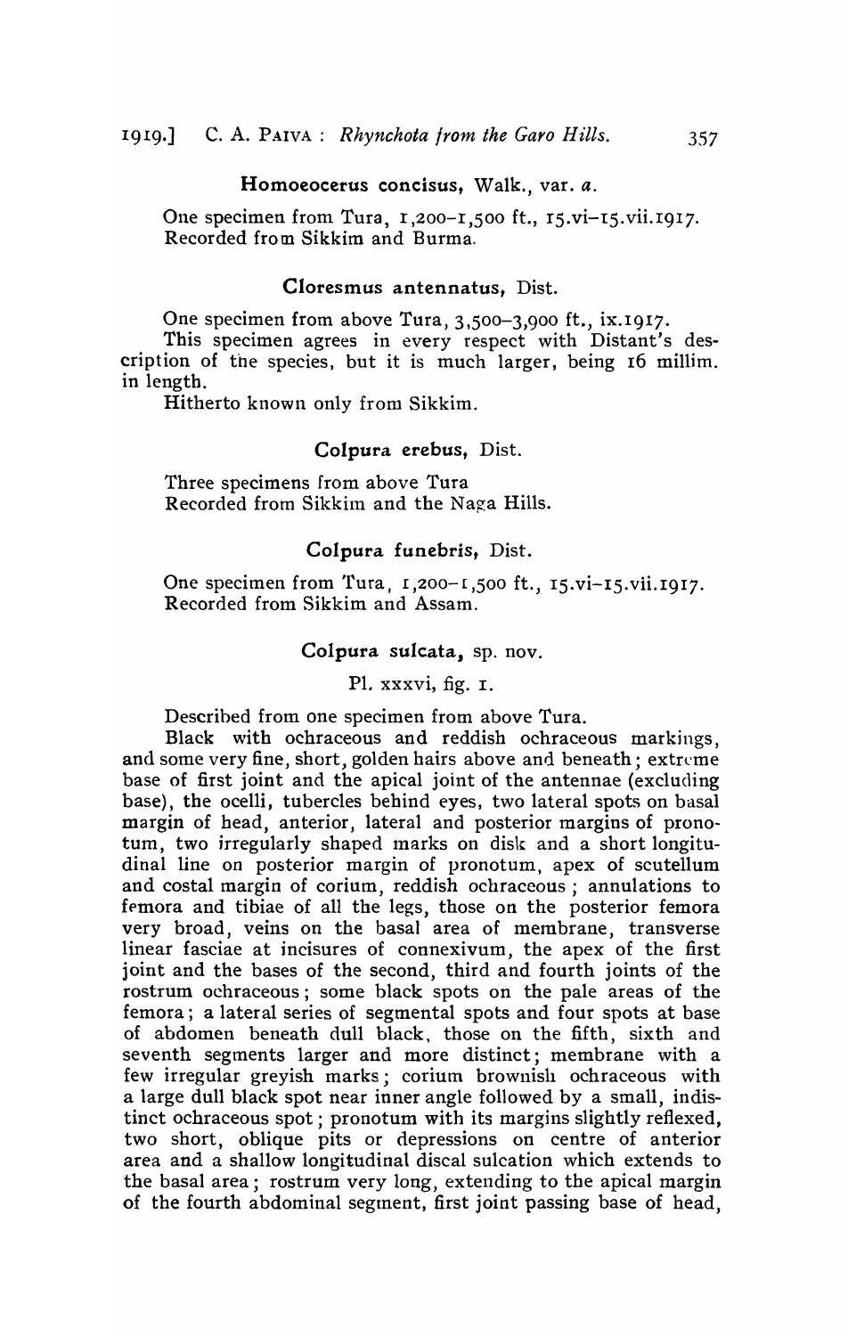### Homoeocerus concisus, Walk., var. *a*.

One specimen from Tura, 1,200–1,500 ft., 15.vi–15.vii.1917. Recorded from Sikkim and Burma.

### Cloresmus antennatus, Dist.

One specimen from above Tura, 3,500–3,900 ft., ix.1917.

This specimen agrees in every respect with Distant's description of the species, but it is much larger, being 16 millim. in length.

Hitherto known only from Sikkim.

### Colpura erebus, Dist.

Three specimens from above Tura
Recorded from Sikkim and the Naga Hills.

### Colpura funebris, Dist.

One specimen from Tura, 1,200–1,500 ft., 15.vi–15.vii.1917. Recorded from Sikkim and Assam.

### Colpura sulcata, sp. nov.

Pl. xxxvi, fig. 1.

Described from one specimen from above Tura.

Black with ochraceous and reddish ochraceous markings, and some very fine, short, golden hairs above and beneath; extreme base of first joint and the apical joint of the antennae (excluding base), the ocelli, tubercles behind eyes, two lateral spots on basal margin of head, anterior, lateral and posterior margins of pronotum, two irregularly shaped marks on disk and a short longitudinal line on posterior margin of pronotum, apex of scutellum and costal margin of corium, reddish ochraceous; annulations to femora and tibiae of all the legs, those on the posterior femora very broad, veins on the basal area of membrane, transverse linear fasciae at incisures of connexivum, the apex of the first joint and the bases of the second, third and fourth joints of the rostrum ochraceous; some black spots on the pale areas of the femora; a lateral series of segmental spots and four spots at base of abdomen beneath dull black, those on the fifth, sixth and seventh segments larger and more distinct; membrane with a few irregular greyish marks; corium brownish ochraceous with a large dull black spot near inner angle followed by a small, indistinct ochraceous spot; pronotum with its margins slightly reflexed, two short, oblique pits or depressions on centre of anterior area and a shallow longitudinal discal sulcation which extends to the basal area; rostrum very long, extending to the apical margin of the fourth abdominal segment, first joint passing base of head,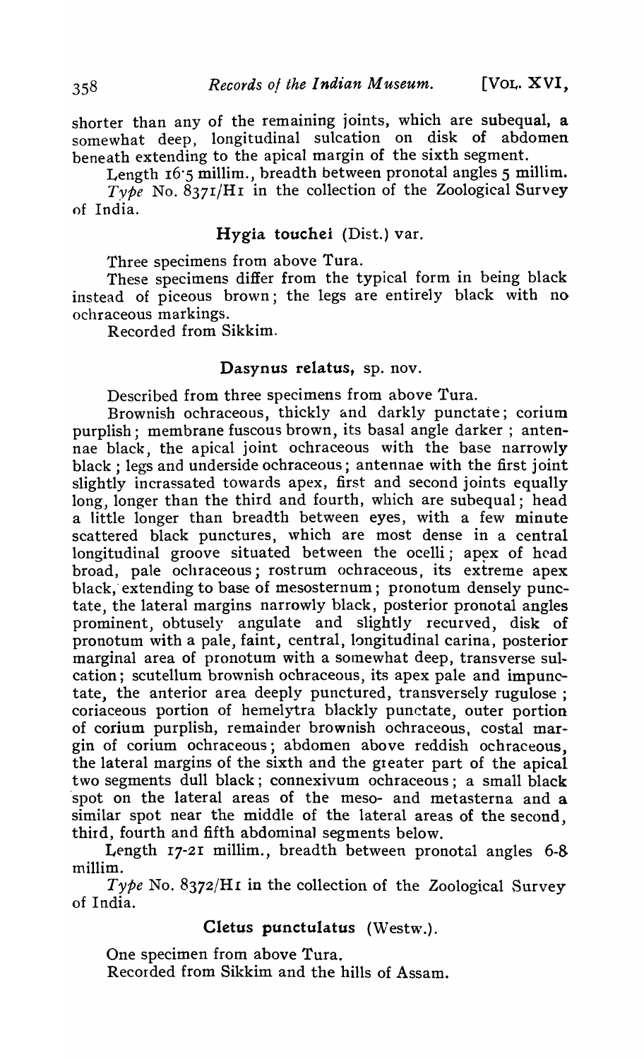shorter than any of the remaining joints, which are subequal, a somewhat deep, longitudinal sulcation on disk of abdomen beneath extending to the apical margin of the sixth segment.

Length 16·5 millim., breadth between pronotal angles 5 millim.

*Type* No. 8371/H1 in the collection of the Zoological Survey of India.

### Hygia touchei (Dist.) var.

Three specimens from above Tura.

These specimens differ from the typical form in being black instead of piceous brown; the legs are entirely black with no ochraceous markings.

Recorded from Sikkim.

### Dasynus relatus, sp. nov.

Described from three specimens from above Tura.

Brownish ochraceous, thickly and darkly punctate; corium purplish; membrane fuscous brown, its basal angle darker; antennae black, the apical joint ochraceous with the base narrowly black; legs and underside ochraceous; antennae with the first joint slightly incrassated towards apex, first and second joints equally long, longer than the third and fourth, which are subequal; head a little longer than breadth between eyes, with a few minute scattered black punctures, which are most dense in a central longitudinal groove situated between the ocelli; apex of head broad, pale ochraceous; rostrum ochraceous, its extreme apex black, extending to base of mesosternum; pronotum densely punctate, the lateral margins narrowly black, posterior pronotal angles prominent, obtusely angulate and slightly recurved, disk of pronotum with a pale, faint, central, longitudinal carina, posterior marginal area of pronotum with a somewhat deep, transverse sulcation; scutellum brownish ochraceous, its apex pale and impunctate, the anterior area deeply punctured, transversely rugulose; coriaceous portion of hemelytra blackly punctate, outer portion of corium purplish, remainder brownish ochraceous, costal margin of corium ochraceous; abdomen above reddish ochraceous, the lateral margins of the sixth and the greater part of the apical two segments dull black; connexivum ochraceous; a small black spot on the lateral areas of the meso- and metasterna and a similar spot near the middle of the lateral areas of the second, third, fourth and fifth abdominal segments below.

Length 17-21 millim., breadth between pronotal angles 6-8 millim.

*Type* No. 8372/H1 in the collection of the Zoological Survey of India.

### Cletus punctulatus (Westw.).

One specimen from above Tura.

Recorded from Sikkim and the hills of Assam.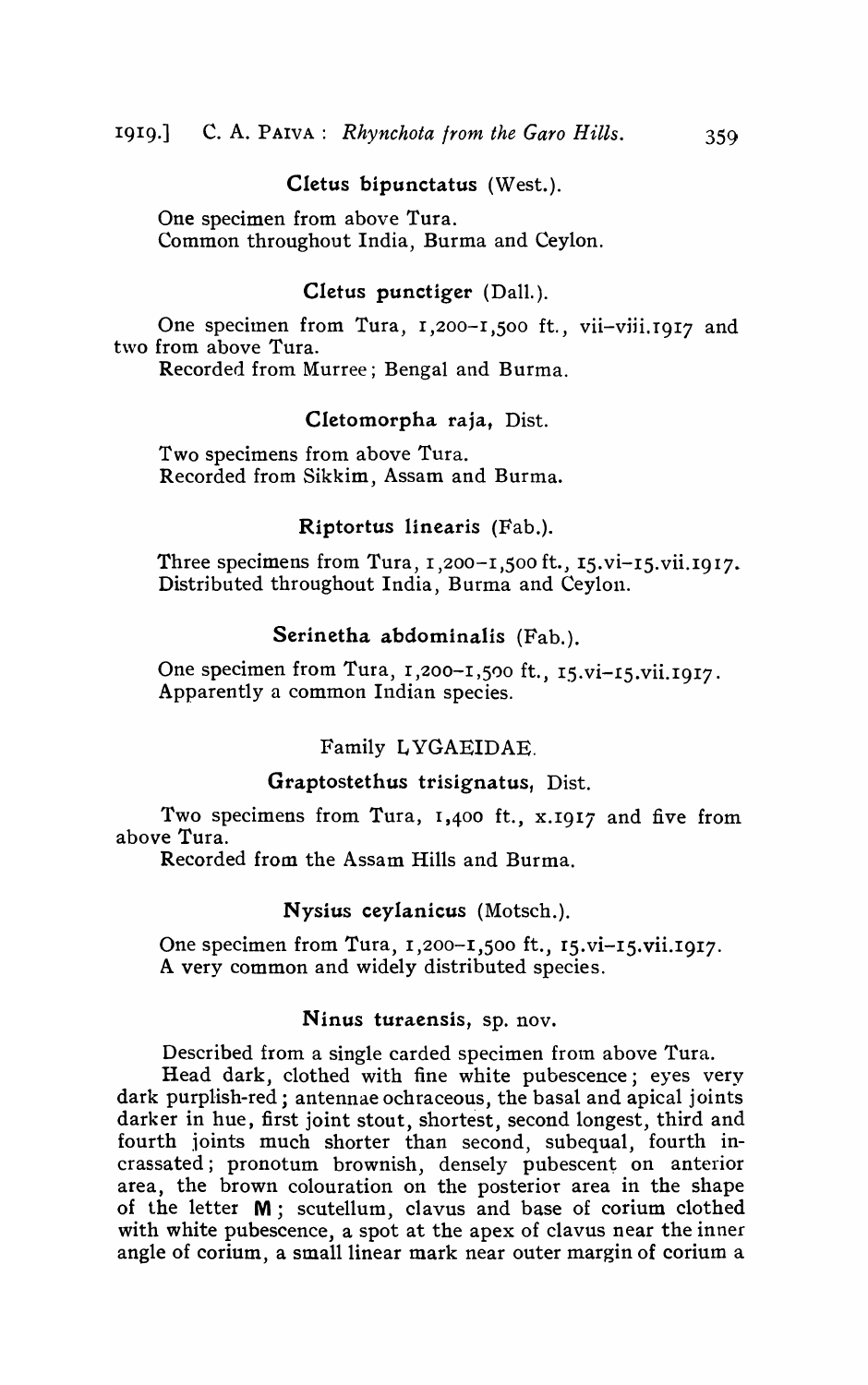### Cletus bipunctatus (West.).

One specimen from above Tura.
Common throughout India, Burma and Ceylon.

### Cletus punctiger (Dall.).

One specimen from Tura, 1,200–1,500 ft., vii–viii.1917 and two from above Tura.
Recorded from Murree; Bengal and Burma.

### Cletomorpha raja, Dist.

Two specimens from above Tura.
Recorded from Sikkim, Assam and Burma.

### Riptortus linearis (Fab.).

Three specimens from Tura, 1,200–1,500 ft., 15.vi–15.vii.1917.
Distributed throughout India, Burma and Ceylon.

### Serinetha abdominalis (Fab.).

One specimen from Tura, 1,200–1,500 ft., 15.vi–15.vii.1917.
Apparently a common Indian species.

## Family LYGAEIDAE.

### Graptostethus trisignatus, Dist.

Two specimens from Tura, 1,400 ft., x.1917 and five from above Tura.
Recorded from the Assam Hills and Burma.

### Nysius ceylanicus (Motsch.).

One specimen from Tura, 1,200–1,500 ft., 15.vi–15.vii.1917.
A very common and widely distributed species.

### Ninus turaensis, sp. nov.

Described from a single carded specimen from above Tura.

Head dark, clothed with fine white pubescence; eyes very dark purplish-red; antennae ochraceous, the basal and apical joints darker in hue, first joint stout, shortest, second longest, third and fourth joints much shorter than second, subequal, fourth incrassated; pronotum brownish, densely pubescent on anterior area, the brown colouration on the posterior area in the shape of the letter **M**; scutellum, clavus and base of corium clothed with white pubescence, a spot at the apex of clavus near the inner angle of corium, a small linear mark near outer margin of corium a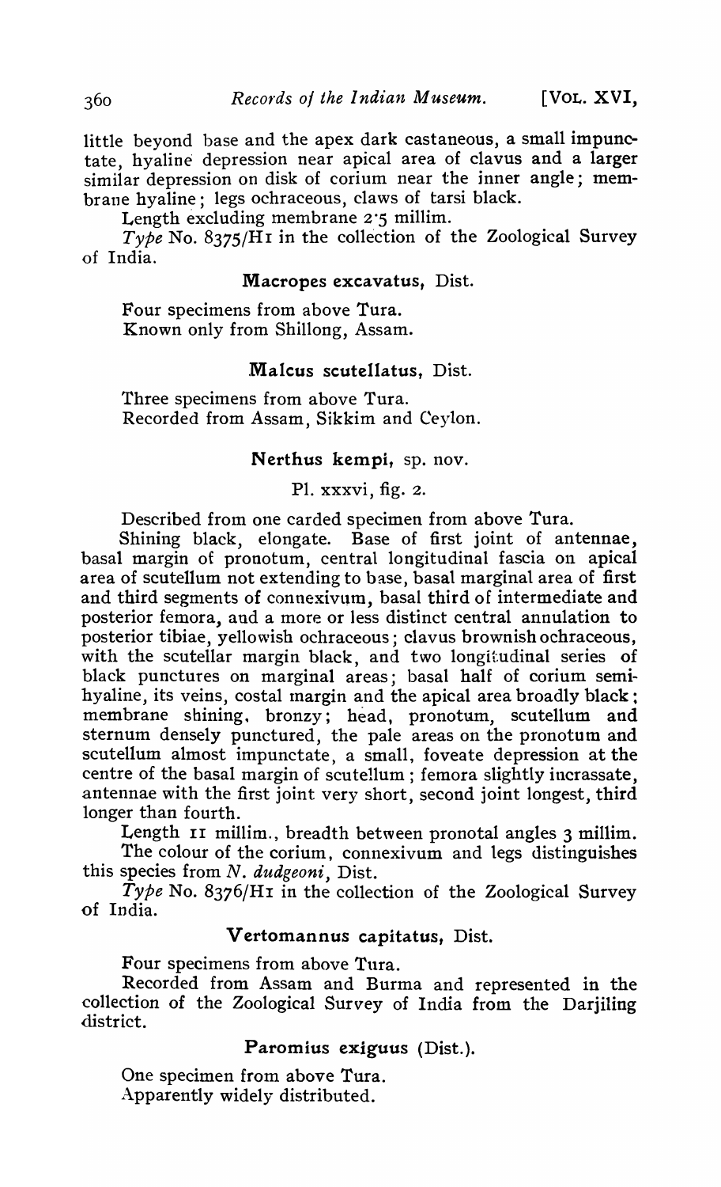little beyond base and the apex dark castaneous, a small impunctate, hyaline depression near apical area of clavus and a larger similar depression on disk of corium near the inner angle; membrane hyaline; legs ochraceous, claws of tarsi black.

Length excluding membrane 2·5 millim.

*Type* No. 8375/H1 in the collection of the Zoological Survey of India.

### Macropes excavatus, Dist.

Four specimens from above Tura.
Known only from Shillong, Assam.

### Malcus scutellatus, Dist.

Three specimens from above Tura.
Recorded from Assam, Sikkim and Ceylon.

### Nerthus kempi, sp. nov.

Pl. xxxvi, fig. 2.

Described from one carded specimen from above Tura.

Shining black, elongate. Base of first joint of antennae, basal margin of pronotum, central longitudinal fascia on apical area of scutellum not extending to base, basal marginal area of first and third segments of connexivum, basal third of intermediate and posterior femora, and a more or less distinct central annulation to posterior tibiae, yellowish ochraceous; clavus brownish ochraceous, with the scutellar margin black, and two longitudinal series of black punctures on marginal areas; basal half of corium semi-hyaline, its veins, costal margin and the apical area broadly black; membrane shining, bronzy; head, pronotum, scutellum and sternum densely punctured, the pale areas on the pronotum and scutellum almost impunctate, a small, foveate depression at the centre of the basal margin of scutellum; femora slightly incrassate, antennae with the first joint very short, second joint longest, third longer than fourth.

Length 11 millim., breadth between pronotal angles 3 millim.

The colour of the corium, connexivum and legs distinguishes this species from *N. dudgeoni*, Dist.

*Type* No. 8376/H1 in the collection of the Zoological Survey of India.

### Vertomannus capitatus, Dist.

Four specimens from above Tura.

Recorded from Assam and Burma and represented in the collection of the Zoological Survey of India from the Darjiling district.

### Paromius exiguus (Dist.).

One specimen from above Tura.
Apparently widely distributed.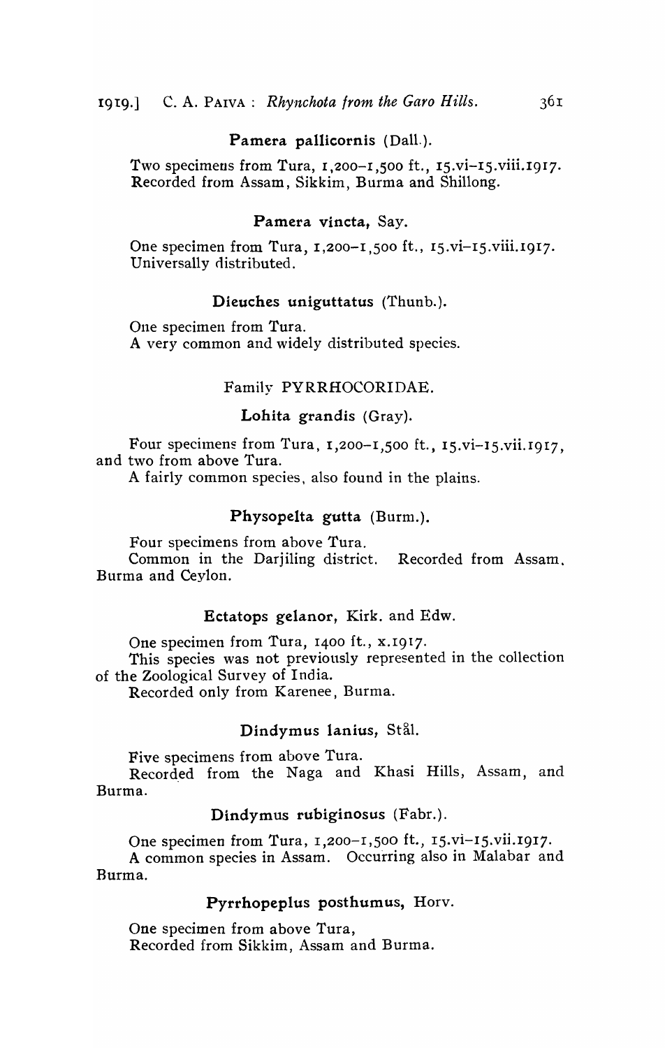**Pamera pallicornis** (Dall.).

Two specimens from Tura, 1,200–1,500 ft., 15.vi–15.viii.1917. Recorded from Assam, Sikkim, Burma and Shillong.

**Pamera vincta,** Say.

One specimen from Tura, 1,200–1,500 ft., 15.vi–15.viii.1917. Universally distributed.

**Dieuches uniguttatus** (Thunb.).

One specimen from Tura.
A very common and widely distributed species.

## Family PYRRHOCORIDAE.

**Lohita grandis** (Gray).

Four specimens from Tura, 1,200–1,500 ft., 15.vi–15.vii.1917, and two from above Tura.

A fairly common species, also found in the plains.

**Physopelta gutta** (Burm.).

Four specimens from above Tura.

Common in the Darjiling district. Recorded from Assam, Burma and Ceylon.

**Ectatops gelanor,** Kirk. and Edw.

One specimen from Tura, 1400 ft., x.1917.

This species was not previously represented in the collection of the Zoological Survey of India.

Recorded only from Karenee, Burma.

**Dindymus lanius,** Stål.

Five specimens from above Tura.

Recorded from the Naga and Khasi Hills, Assam, and Burma.

**Dindymus rubiginosus** (Fabr.).

One specimen from Tura, 1,200–1,500 ft., 15.vi–15.vii.1917.

A common species in Assam. Occurring also in Malabar and Burma.

**Pyrrhopeplus posthumus,** Horv.

One specimen from above Tura,
Recorded from Sikkim, Assam and Burma.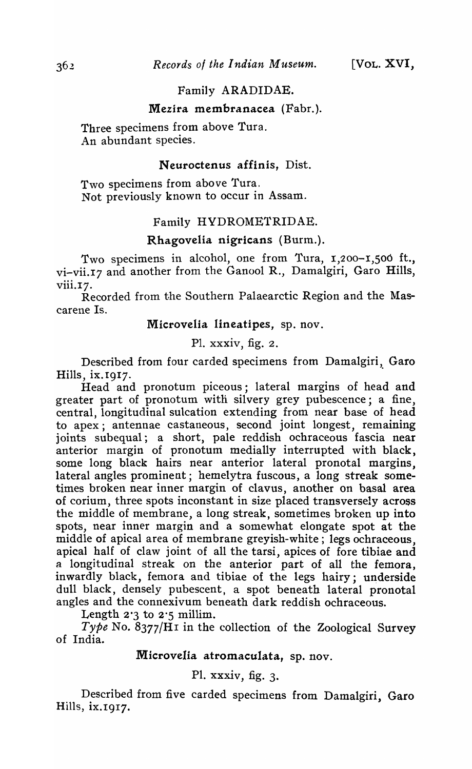## Family ARADIDAE.

### **Mezira membranacea** (Fabr.).

Three specimens from above Tura.
An abundant species.

### **Neuroctenus affinis**, Dist.

Two specimens from above Tura.
Not previously known to occur in Assam.

## Family HYDROMETRIDAE.

### **Rhagovelia nigricans** (Burm.).

Two specimens in alcohol, one from Tura, 1,200–1,500 ft., vi–vii.17 and another from the Ganool R., Damalgiri, Garo Hills, viii.17.

Recorded from the Southern Palaearctic Region and the Mascarene Is.

### **Microvelia lineatipes**, sp. nov.

Pl. xxxiv, fig. 2.

Described from four carded specimens from Damalgiri, Garo Hills, ix.1917.

Head and pronotum piceous; lateral margins of head and greater part of pronotum with silvery grey pubescence; a fine, central, longitudinal sulcation extending from near base of head to apex; antennae castaneous, second joint longest, remaining joints subequal; a short, pale reddish ochraceous fascia near anterior margin of pronotum medially interrupted with black, some long black hairs near anterior lateral pronotal margins, lateral angles prominent; hemelytra fuscous, a long streak sometimes broken near inner margin of clavus, another on basal area of corium, three spots inconstant in size placed transversely across the middle of membrane, a long streak, sometimes broken up into spots, near inner margin and a somewhat elongate spot at the middle of apical area of membrane greyish-white; legs ochraceous, apical half of claw joint of all the tarsi, apices of fore tibiae and a longitudinal streak on the anterior part of all the femora, inwardly black, femora and tibiae of the legs hairy; underside dull black, densely pubescent, a spot beneath lateral pronotal angles and the connexivum beneath dark reddish ochraceous.

Length 2·3 to 2·5 millim.

*Type* No. 8377/H1 in the collection of the Zoological Survey of India.

### **Microvelia atromaculata**, sp. nov.

Pl. xxxiv, fig. 3.

Described from five carded specimens from Damalgiri, Garo Hills, ix.1917.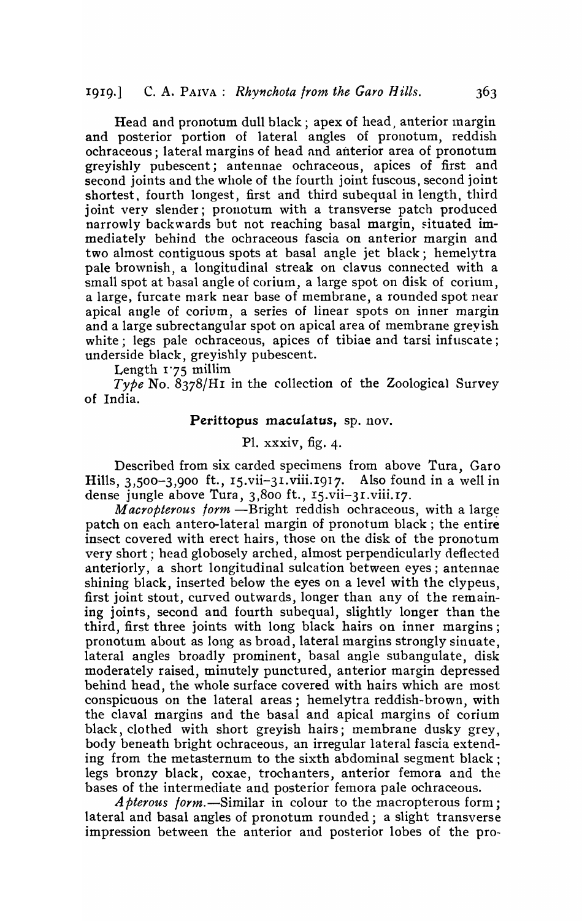Head and pronotum dull black; apex of head, anterior margin and posterior portion of lateral angles of pronotum, reddish ochraceous; lateral margins of head and anterior area of pronotum greyishly pubescent; antennae ochraceous, apices of first and second joints and the whole of the fourth joint fuscous, second joint shortest, fourth longest, first and third subequal in length, third joint very slender; pronotum with a transverse patch produced narrowly backwards but not reaching basal margin, situated immediately behind the ochraceous fascia on anterior margin and two almost contiguous spots at basal angle jet black; hemelytra pale brownish, a longitudinal streak on clavus connected with a small spot at basal angle of corium, a large spot on disk of corium, a large, furcate mark near base of membrane, a rounded spot near apical angle of corium, a series of linear spots on inner margin and a large subrectangular spot on apical area of membrane greyish white; legs pale ochraceous, apices of tibiae and tarsi infuscate; underside black, greyishly pubescent.

Length 1·75 millim

*Type* No. 8378/H1 in the collection of the Zoological Survey of India.

### Perittopus maculatus, sp. nov.

Pl. xxxiv, fig. 4.

Described from six carded specimens from above Tura, Garo Hills, 3,500–3,900 ft., 15.vii–31.viii.1917. Also found in a well in dense jungle above Tura, 3,800 ft., 15.vii–31.viii.17.

*Macropterous form*.—Bright reddish ochraceous, with a large patch on each antero-lateral margin of pronotum black; the entire insect covered with erect hairs, those on the disk of the pronotum very short; head globosely arched, almost perpendicularly deflected anteriorly, a short longitudinal sulcation between eyes; antennae shining black, inserted below the eyes on a level with the clypeus, first joint stout, curved outwards, longer than any of the remaining joints, second and fourth subequal, slightly longer than the third, first three joints with long black hairs on inner margins; pronotum about as long as broad, lateral margins strongly sinuate, lateral angles broadly prominent, basal angle subangulate, disk moderately raised, minutely punctured, anterior margin depressed behind head, the whole surface covered with hairs which are most conspicuous on the lateral areas; hemelytra reddish-brown, with the claval margins and the basal and apical margins of corium black, clothed with short greyish hairs; membrane dusky grey, body beneath bright ochraceous, an irregular lateral fascia extending from the metasternum to the sixth abdominal segment black; legs bronzy black, coxae, trochanters, anterior femora and the bases of the intermediate and posterior femora pale ochraceous.

*Apterous form*.—Similar in colour to the macropterous form; lateral and basal angles of pronotum rounded; a slight transverse impression between the anterior and posterior lobes of the pro-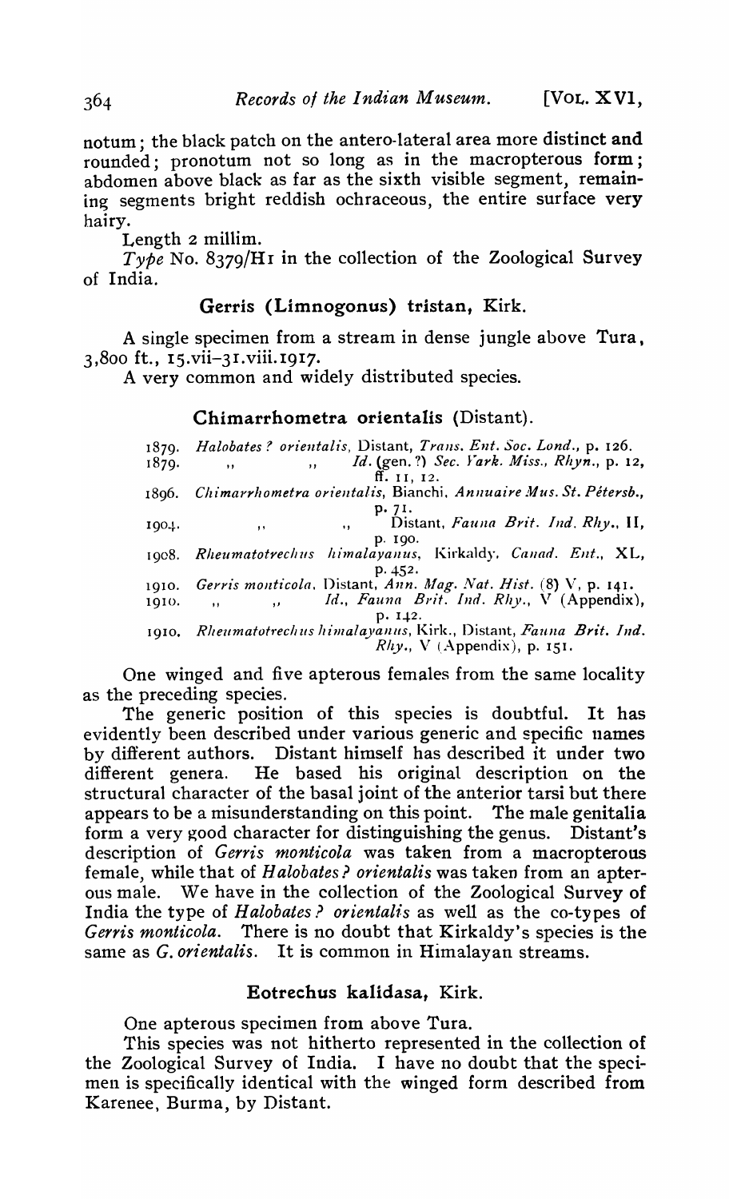notum; the black patch on the antero-lateral area more distinct and rounded; pronotum not so long as in the macropterous form; abdomen above black as far as the sixth visible segment, remaining segments bright reddish ochraceous, the entire surface very hairy.

Length 2 millim.

*Type* No. 8379/H1 in the collection of the Zoological Survey of India.

### Gerris (Limnogonus) tristan, Kirk.

A single specimen from a stream in dense jungle above Tura, 3,800 ft., 15.vii–31.viii.1917.

A very common and widely distributed species.

### Chimarrhometra orientalis (Distant).

1879. *Halobates? orientalis*, Distant, *Trans. Ent. Soc. Lond.*, p. 126.
1879. ,, ,, *Id.* (gen. ?) *Sec. Yark. Miss., Rhyn.*, p. 12, ff. 11, 12.
1896. *Chimarrhometra orientalis*, Bianchi, *Annuaire Mus. St. Pétersb.*, p. 71.
1904. ,, ,, Distant, *Fauna Brit. Ind. Rhy.*, II, p. 190.
1908. *Rheumatotrechus himalayanus*, Kirkaldy, *Canad. Ent.*, XL, p. 452.
1910. *Gerris monticola*, Distant, *Ann. Mag. Nat. Hist.* (8) V, p. 141.
1910. ,, ,, *Id.*, *Fauna Brit. Ind. Rhy.*, V (Appendix), p. 142.
1910. *Rheumatotrechus himalayanus*, Kirk., Distant, *Fauna Brit. Ind. Rhy.*, V (Appendix), p. 151.

One winged and five apterous females from the same locality as the preceding species.

The generic position of this species is doubtful. It has evidently been described under various generic and specific names by different authors. Distant himself has described it under two different genera. He based his original description on the structural character of the basal joint of the anterior tarsi but there appears to be a misunderstanding on this point. The male genitalia form a very good character for distinguishing the genus. Distant's description of *Gerris monticola* was taken from a macropterous female, while that of *Halobates? orientalis* was taken from an apterous male. We have in the collection of the Zoological Survey of India the type of *Halobates? orientalis* as well as the co-types of *Gerris monticola*. There is no doubt that Kirkaldy's species is the same as *G. orientalis*. It is common in Himalayan streams.

### Eotrechus kalidasa, Kirk.

One apterous specimen from above Tura.

This species was not hitherto represented in the collection of the Zoological Survey of India. I have no doubt that the specimen is specifically identical with the winged form described from Karenee, Burma, by Distant.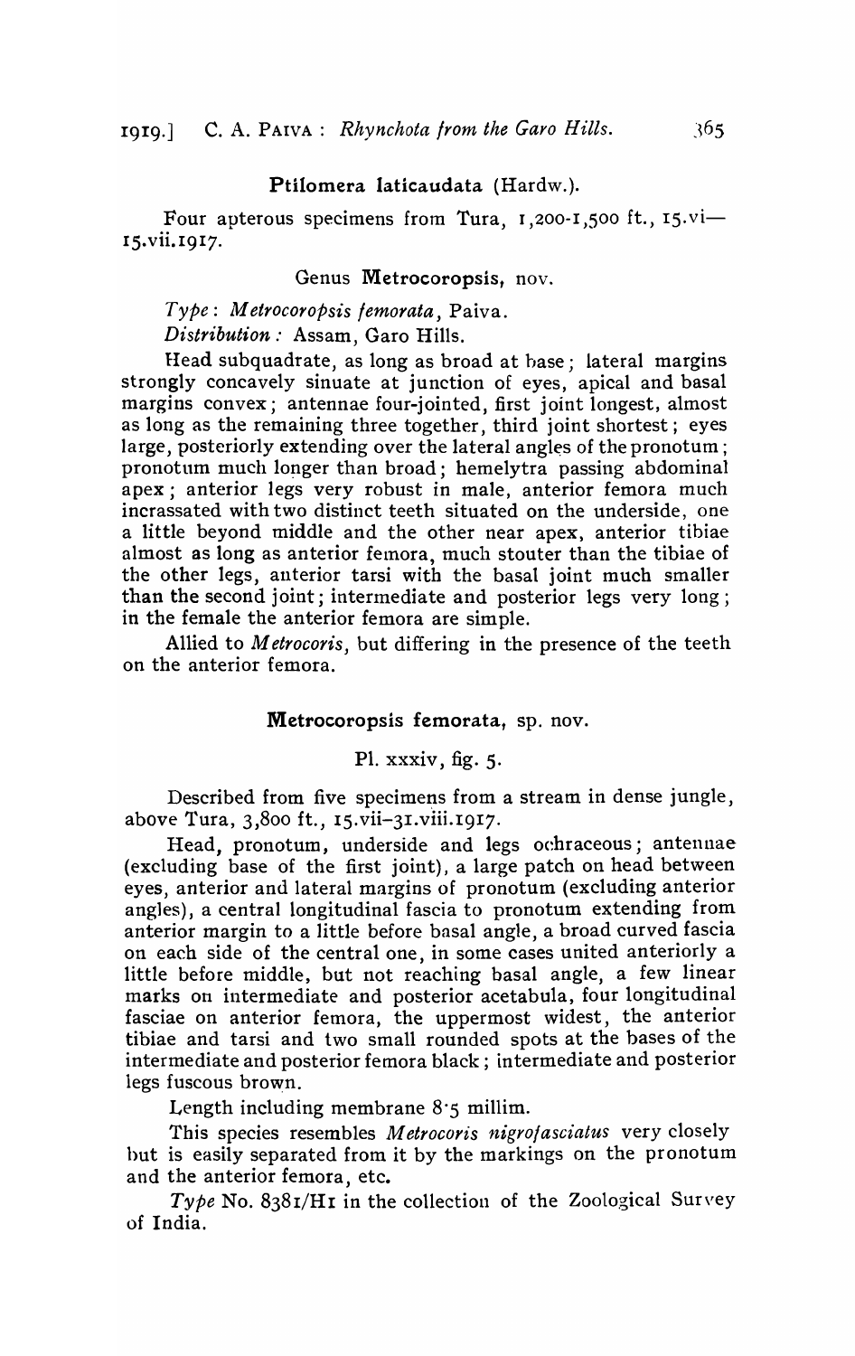### Ptilomera laticaudata (Hardw.).

Four apterous specimens from Tura, 1,200-1,500 ft., 15.vi—15.vii.1917.

### Genus Metrocoropsis, nov.

*Type*: *Metrocoropsis femorata*, Paiva.

*Distribution*: Assam, Garo Hills.

Head subquadrate, as long as broad at base; lateral margins strongly concavely sinuate at junction of eyes, apical and basal margins convex; antennae four-jointed, first joint longest, almost as long as the remaining three together, third joint shortest; eyes large, posteriorly extending over the lateral angles of the pronotum; pronotum much longer than broad; hemelytra passing abdominal apex; anterior legs very robust in male, anterior femora much incrassated with two distinct teeth situated on the underside, one a little beyond middle and the other near apex, anterior tibiae almost as long as anterior femora, much stouter than the tibiae of the other legs, anterior tarsi with the basal joint much smaller than the second joint; intermediate and posterior legs very long; in the female the anterior femora are simple.

Allied to *Metrocoris*, but differing in the presence of the teeth on the anterior femora.

### Metrocoropsis femorata, sp. nov.

Pl. xxxiv, fig. 5.

Described from five specimens from a stream in dense jungle, above Tura, 3,800 ft., 15.vii–31.viii.1917.

Head, pronotum, underside and legs ochraceous; antennae (excluding base of the first joint), a large patch on head between eyes, anterior and lateral margins of pronotum (excluding anterior angles), a central longitudinal fascia to pronotum extending from anterior margin to a little before basal angle, a broad curved fascia on each side of the central one, in some cases united anteriorly a little before middle, but not reaching basal angle, a few linear marks on intermediate and posterior acetabula, four longitudinal fasciae on anterior femora, the uppermost widest, the anterior tibiae and tarsi and two small rounded spots at the bases of the intermediate and posterior femora black; intermediate and posterior legs fuscous brown.

Length including membrane 8·5 millim.

This species resembles *Metrocoris nigrofasciatus* very closely but is easily separated from it by the markings on the pronotum and the anterior femora, etc.

*Type* No. 8381/H1 in the collection of the Zoological Survey of India.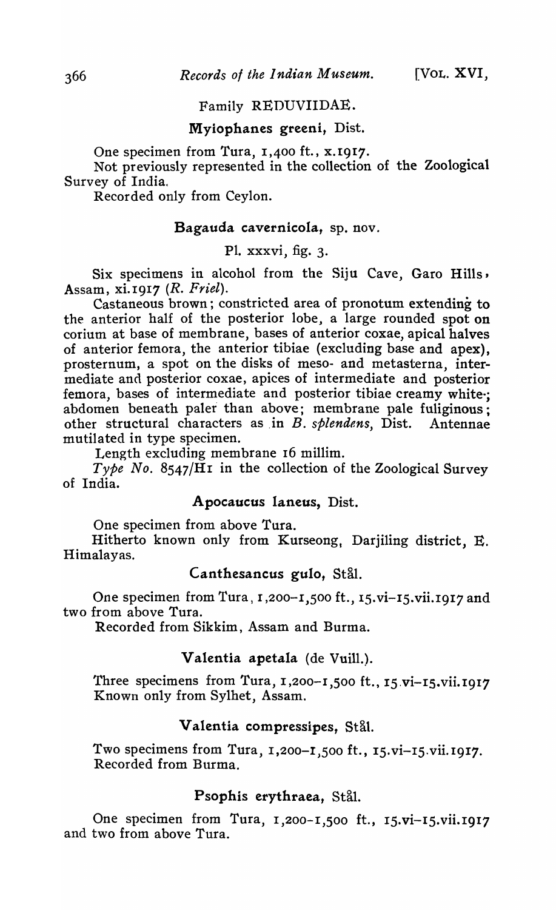## Family REDUVIIDAE.

### Myiophanes greeni, Dist.

One specimen from Tura, 1,400 ft., x.1917.

Not previously represented in the collection of the Zoological Survey of India.

Recorded only from Ceylon.

### Bagauda cavernicola, sp. nov.

Pl. xxxvi, fig. 3.

Six specimens in alcohol from the Siju Cave, Garo Hills, Assam, xi.1917 (*R. Friel*).

Castaneous brown; constricted area of pronotum extending to the anterior half of the posterior lobe, a large rounded spot on corium at base of membrane, bases of anterior coxae, apical halves of anterior femora, the anterior tibiae (excluding base and apex), prosternum, a spot on the disks of meso- and metasterna, intermediate and posterior coxae, apices of intermediate and posterior femora, bases of intermediate and posterior tibiae creamy white; abdomen beneath paler than above; membrane pale fuliginous; other structural characters as in *B. splendens*, Dist. Antennae mutilated in type specimen.

Length excluding membrane 16 millim.

*Type No.* 8547/H1 in the collection of the Zoological Survey of India.

### Apocaucus laneus, Dist.

One specimen from above Tura.

Hitherto known only from Kurseong, Darjiling district, E. Himalayas.

### Canthesancus gulo, Stål.

One specimen from Tura, 1,200–1,500 ft., 15.vi–15.vii.1917 and two from above Tura.

Recorded from Sikkim, Assam and Burma.

### Valentia apetala (de Vuill.).

Three specimens from Tura, 1,200–1,500 ft., 15.vi–15.vii.1917

Known only from Sylhet, Assam.

### Valentia compressipes, Stål.

Two specimens from Tura, 1,200–1,500 ft., 15.vi–15.vii.1917.

Recorded from Burma.

### Psophis erythraea, Stål.

One specimen from Tura, 1,200–1,500 ft., 15.vi–15.vii.1917 and two from above Tura.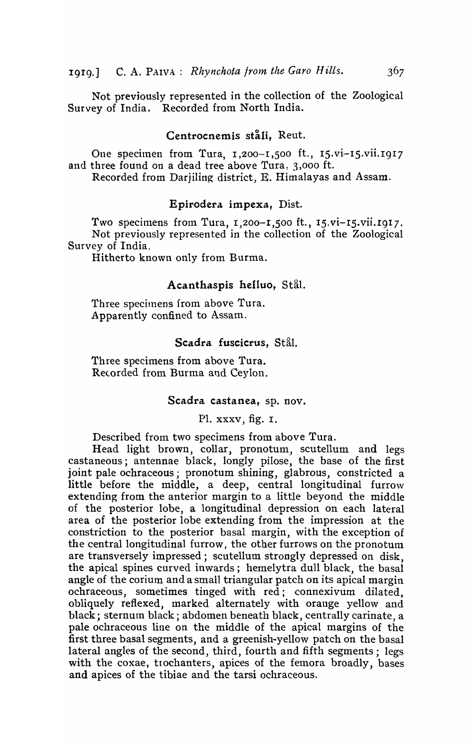Not previously represented in the collection of the Zoological Survey of India. Recorded from North India.

### Centrocnemis ståli, Reut.

One specimen from Tura, 1,200–1,500 ft., 15.vi–15.vii.1917 and three found on a dead tree above Tura, 3,000 ft.

Recorded from Darjiling district, E. Himalayas and Assam.

### Epirodera impexa, Dist.

Two specimens from Tura, 1,200–1,500 ft., 15.vi–15.vii.1917.

Not previously represented in the collection of the Zoological Survey of India.

Hitherto known only from Burma.

### Acanthaspis helluo, Stål.

Three specimens from above Tura.

Apparently confined to Assam.

### Scadra fuscicrus, Stål.

Three specimens from above Tura.

Recorded from Burma and Ceylon.

### Scadra castanea, sp. nov.

Pl. xxxv, fig. 1.

Described from two specimens from above Tura.

Head light brown, collar, pronotum, scutellum and legs castaneous; antennae black, longly pilose, the base of the first joint pale ochraceous; pronotum shining, glabrous, constricted a little before the middle, a deep, central longitudinal furrow extending from the anterior margin to a little beyond the middle of the posterior lobe, a longitudinal depression on each lateral area of the posterior lobe extending from the impression at the constriction to the posterior basal margin, with the exception of the central longitudinal furrow, the other furrows on the pronotum are transversely impressed; scutellum strongly depressed on disk, the apical spines curved inwards; hemelytra dull black, the basal angle of the corium and a small triangular patch on its apical margin ochraceous, sometimes tinged with red; connexivum dilated, obliquely reflexed, marked alternately with orange yellow and black; sternum black; abdomen beneath black, centrally carinate, a pale ochraceous line on the middle of the apical margins of the first three basal segments, and a greenish-yellow patch on the basal lateral angles of the second, third, fourth and fifth segments; legs with the coxae, trochanters, apices of the femora broadly, bases and apices of the tibiae and the tarsi ochraceous.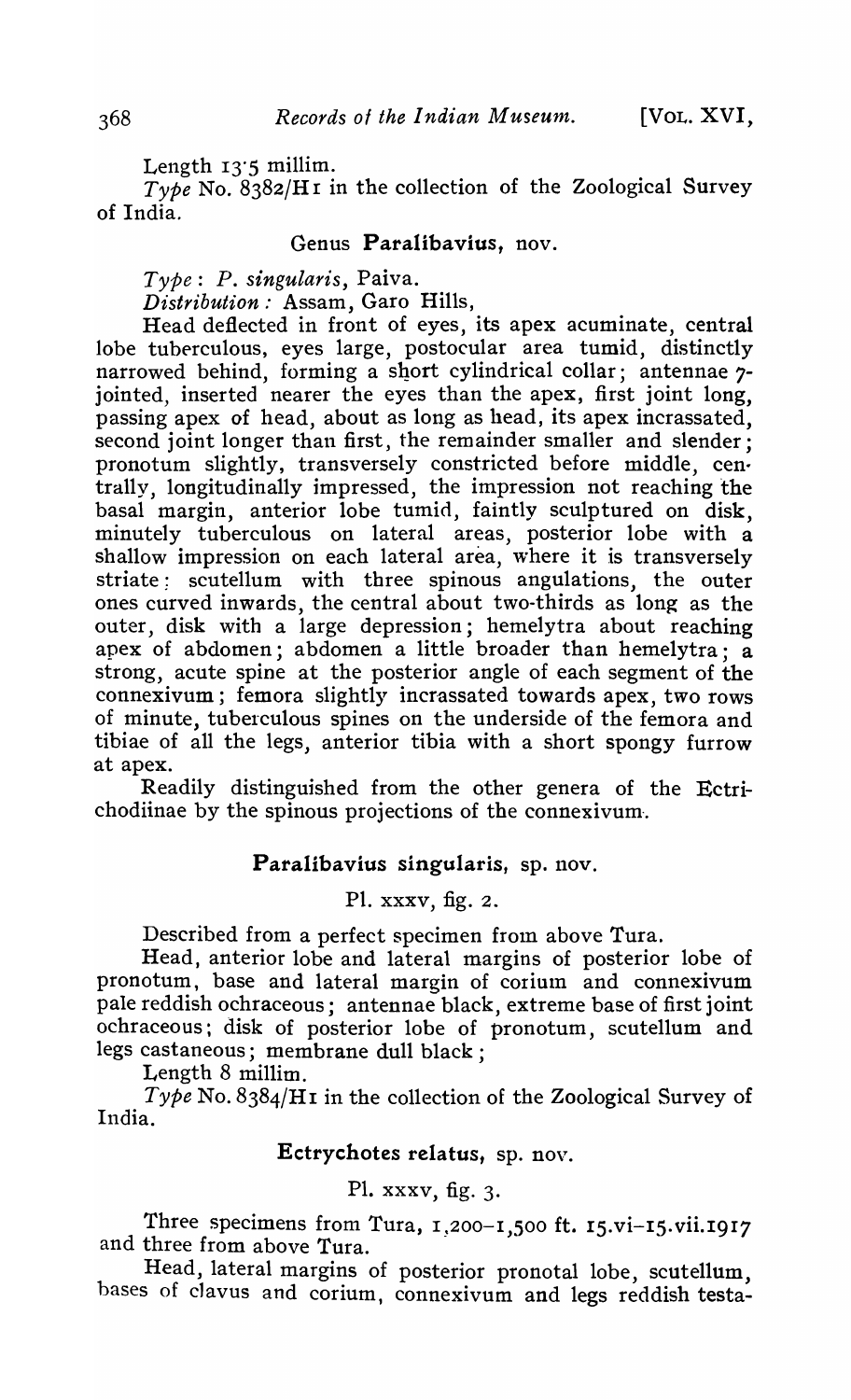Length 13·5 millim.

*Type* No. 8382/H1 in the collection of the Zoological Survey of India.

### Genus **Paralibavius**, nov.

*Type*: *P. singularis*, Paiva.

*Distribution*: Assam, Garo Hills,

Head deflected in front of eyes, its apex acuminate, central lobe tuberculous, eyes large, postocular area tumid, distinctly narrowed behind, forming a short cylindrical collar; antennae 7-jointed, inserted nearer the eyes than the apex, first joint long, passing apex of head, about as long as head, its apex incrassated, second joint longer than first, the remainder smaller and slender; pronotum slightly, transversely constricted before middle, centrally, longitudinally impressed, the impression not reaching the basal margin, anterior lobe tumid, faintly sculptured on disk, minutely tuberculous on lateral areas, posterior lobe with a shallow impression on each lateral area, where it is transversely striate: scutellum with three spinous angulations, the outer ones curved inwards, the central about two-thirds as long as the outer, disk with a large depression; hemelytra about reaching apex of abdomen; abdomen a little broader than hemelytra; a strong, acute spine at the posterior angle of each segment of the connexivum; femora slightly incrassated towards apex, two rows of minute, tuberculous spines on the underside of the femora and tibiae of all the legs, anterior tibia with a short spongy furrow at apex.

Readily distinguished from the other genera of the Ectrichodiinae by the spinous projections of the connexivum.

### **Paralibavius singularis**, sp. nov.

Pl. xxxv, fig. 2.

Described from a perfect specimen from above Tura.

Head, anterior lobe and lateral margins of posterior lobe of pronotum, base and lateral margin of corium and connexivum pale reddish ochraceous; antennae black, extreme base of first joint ochraceous; disk of posterior lobe of pronotum, scutellum and legs castaneous; membrane dull black;

Length 8 millim.

*Type* No. 8384/H1 in the collection of the Zoological Survey of India.

### **Ectrychotes relatus**, sp. nov.

Pl. xxxv, fig. 3.

Three specimens from Tura, 1,200–1,500 ft. 15.vi–15.vii.1917 and three from above Tura.

Head, lateral margins of posterior pronotal lobe, scutellum, bases of clavus and corium, connexivum and legs reddish testa-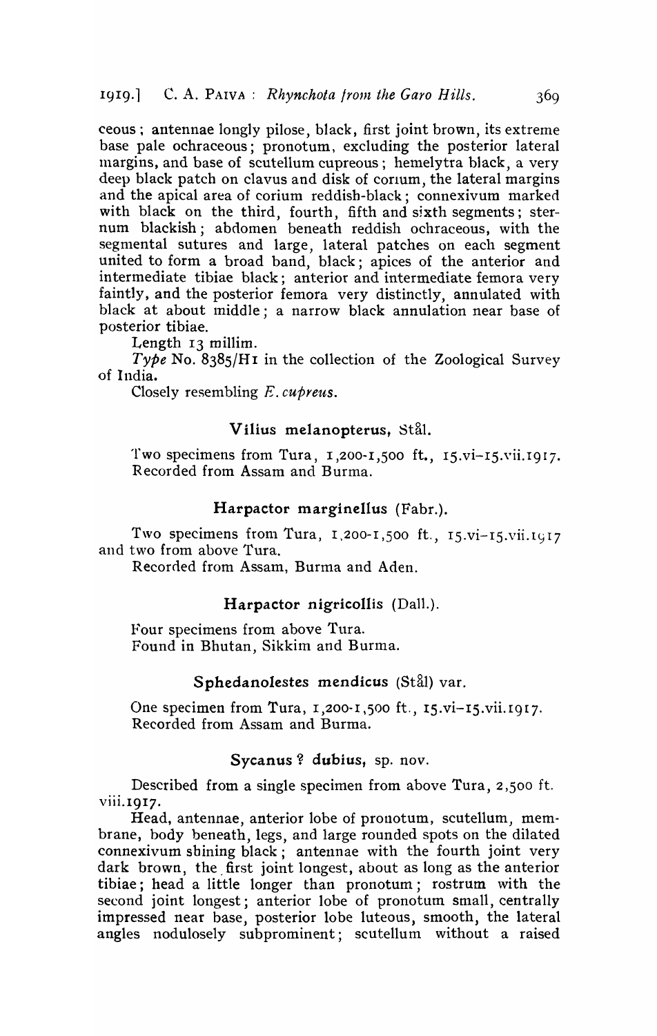ceous; antennae longly pilose, black, first joint brown, its extreme base pale ochraceous; pronotum, excluding the posterior lateral margins, and base of scutellum cupreous; hemelytra black, a very deep black patch on clavus and disk of corium, the lateral margins and the apical area of corium reddish-black; connexivum marked with black on the third, fourth, fifth and sixth segments; sternum blackish; abdomen beneath reddish ochraceous, with the segmental sutures and large, lateral patches on each segment united to form a broad band, black; apices of the anterior and intermediate tibiae black; anterior and intermediate femora very faintly, and the posterior femora very distinctly, annulated with black at about middle; a narrow black annulation near base of posterior tibiae.

Length 13 millim.

*Type* No. 8385/H1 in the collection of the Zoological Survey of India.

Closely resembling *E. cupreus*.

### Vilius melanopterus, Stål.

Two specimens from Tura, 1,200-1,500 ft., 15.vi-15.vii.1917. Recorded from Assam and Burma.

### Harpactor marginellus (Fabr.).

Two specimens from Tura, 1,200-1,500 ft., 15.vi-15.vii.1917 and two from above Tura.

Recorded from Assam, Burma and Aden.

### Harpactor nigricollis (Dall.).

Four specimens from above Tura.
Found in Bhutan, Sikkim and Burma.

### Sphedanolestes mendicus (Stål) var.

One specimen from Tura, 1,200-1,500 ft., 15.vi-15.vii.1917.
Recorded from Assam and Burma.

### Sycanus ? dubius, sp. nov.

Described from a single specimen from above Tura, 2,500 ft. viii.1917.

Head, antennae, anterior lobe of pronotum, scutellum, membrane, body beneath, legs, and large rounded spots on the dilated connexivum shining black; antennae with the fourth joint very dark brown, the first joint longest, about as long as the anterior tibiae; head a little longer than pronotum; rostrum with the second joint longest; anterior lobe of pronotum small, centrally impressed near base, posterior lobe luteous, smooth, the lateral angles nodulosely subprominent; scutellum without a raised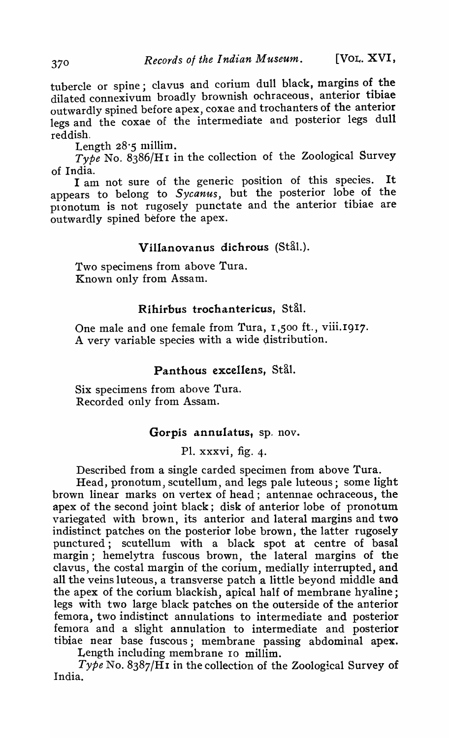tubercle or spine; clavus and corium dull black, margins of the dilated connexivum broadly brownish ochraceous, anterior tibiae outwardly spined before apex, coxae and trochanters of the anterior legs and the coxae of the intermediate and posterior legs dull reddish.

Length 28·5 millim.

*Type* No. 8386/H1 in the collection of the Zoological Survey of India.

I am not sure of the generic position of this species. It appears to belong to *Sycanus*, but the posterior lobe of the pronotum is not rugosely punctate and the anterior tibiae are outwardly spined before the apex.

### Villanovanus dichrous (Stål.).

Two specimens from above Tura.
Known only from Assam.

### Rihirbus trochantericus, Stål.

One male and one female from Tura, 1,500 ft., viii.1917.
A very variable species with a wide distribution.

### Panthous excellens, Stål.

Six specimens from above Tura.
Recorded only from Assam.

### Gorpis annulatus, sp. nov.

Pl. xxxvi, fig. 4.

Described from a single carded specimen from above Tura.

Head, pronotum, scutellum, and legs pale luteous; some light brown linear marks on vertex of head; antennae ochraceous, the apex of the second joint black; disk of anterior lobe of pronotum variegated with brown, its anterior and lateral margins and two indistinct patches on the posterior lobe brown, the latter rugosely punctured; scutellum with a black spot at centre of basal margin; hemelytra fuscous brown, the lateral margins of the clavus, the costal margin of the corium, medially interrupted, and all the veins luteous, a transverse patch a little beyond middle and the apex of the corium blackish, apical half of membrane hyaline; legs with two large black patches on the outerside of the anterior femora, two indistinct annulations to intermediate and posterior femora and a slight annulation to intermediate and posterior tibiae near base fuscous; membrane passing abdominal apex.

Length including membrane 10 millim.

*Type* No. 8387/H1 in the collection of the Zoological Survey of India.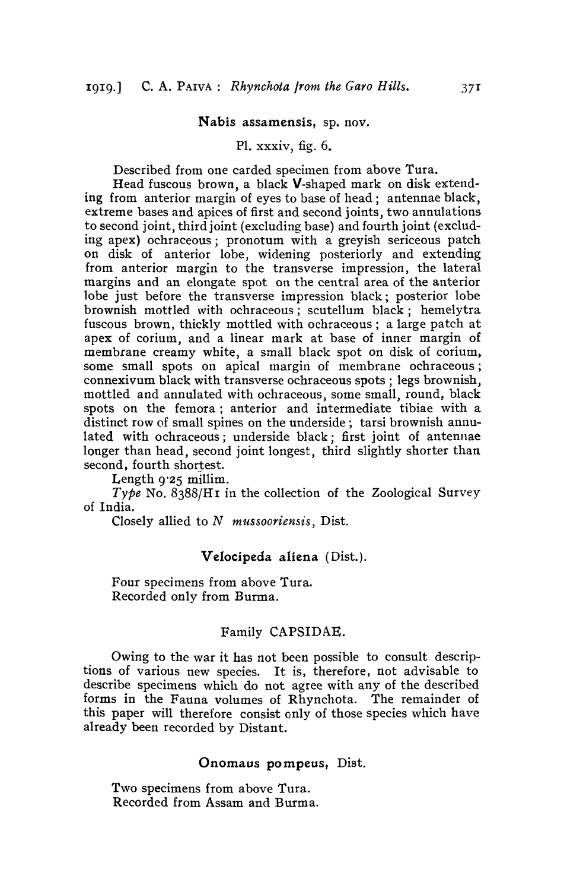### Nabis assamensis, sp. nov.

Pl. xxxiv, fig. 6.

Described from one carded specimen from above Tura.

Head fuscous brown, a black V-shaped mark on disk extending from anterior margin of eyes to base of head; antennae black, extreme bases and apices of first and second joints, two annulations to second joint, third joint (excluding base) and fourth joint (excluding apex) ochraceous; pronotum with a greyish sericeous patch on disk of anterior lobe, widening posteriorly and extending from anterior margin to the transverse impression, the lateral margins and an elongate spot on the central area of the anterior lobe just before the transverse impression black; posterior lobe brownish mottled with ochraceous; scutellum black; hemelytra fuscous brown, thickly mottled with ochraceous; a large patch at apex of corium, and a linear mark at base of inner margin of membrane creamy white, a small black spot on disk of corium, some small spots on apical margin of membrane ochraceous; connexivum black with transverse ochraceous spots; legs brownish, mottled and annulated with ochraceous, some small, round, black spots on the femora; anterior and intermediate tibiae with a distinct row of small spines on the underside; tarsi brownish annulated with ochraceous; underside black; first joint of antennae longer than head, second joint longest, third slightly shorter than second, fourth shortest.

Length 9·25 millim.

*Type* No. 8388/H1 in the collection of the Zoological Survey of India.

Closely allied to *N mussooriensis*, Dist.

### Velocipeda aliena (Dist.).

Four specimens from above Tura.
Recorded only from Burma.

## Family CAPSIDAE.

Owing to the war it has not been possible to consult descriptions of various new species. It is, therefore, not advisable to describe specimens which do not agree with any of the described forms in the Fauna volumes of Rhynchota. The remainder of this paper will therefore consist only of those species which have already been recorded by Distant.

### Onomaus pompeus, Dist.

Two specimens from above Tura.
Recorded from Assam and Burma.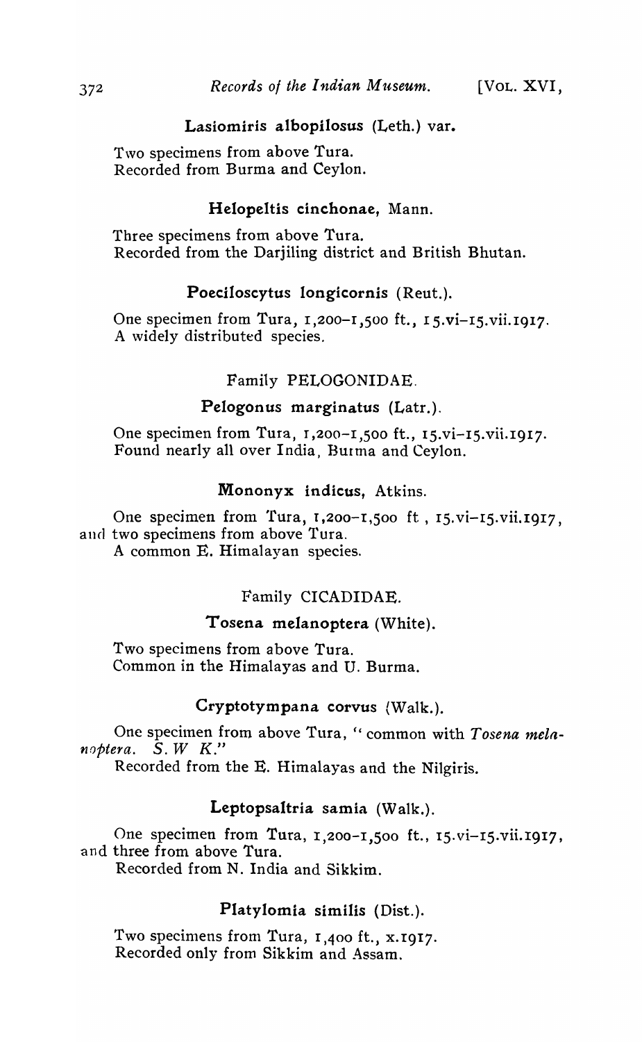**Lasiomiris albopilosus (Leth.) var.**

Two specimens from above Tura.
Recorded from Burma and Ceylon.

**Helopeltis cinchonae, Mann.**

Three specimens from above Tura.
Recorded from the Darjiling district and British Bhutan.

**Poeciloscytus longicornis (Reut.).**

One specimen from Tura, 1,200–1,500 ft., 15.vi–15.vii.1917.
A widely distributed species.

## Family PELOGONIDAE.

**Pelogonus marginatus (Latr.).**

One specimen from Tura, 1,200–1,500 ft., 15.vi–15.vii.1917.
Found nearly all over India, Burma and Ceylon.

**Mononyx indicus, Atkins.**

One specimen from Tura, 1,200–1,500 ft , 15.vi–15.vii.1917, and two specimens from above Tura.
A common E. Himalayan species.

## Family CICADIDAE.

**Tosena melanoptera (White).**

Two specimens from above Tura.
Common in the Himalayas and U. Burma.

**Cryptotympana corvus (Walk.).**

One specimen from above Tura, "common with *Tosena melanoptera*. *S. W K.*"
Recorded from the E. Himalayas and the Nilgiris.

**Leptopsaltria samia (Walk.).**

One specimen from Tura, 1,200–1,500 ft., 15.vi–15.vii.1917, and three from above Tura.
Recorded from N. India and Sikkim.

**Platylomia similis (Dist.).**

Two specimens from Tura, 1,400 ft., x.1917.
Recorded only from Sikkim and Assam.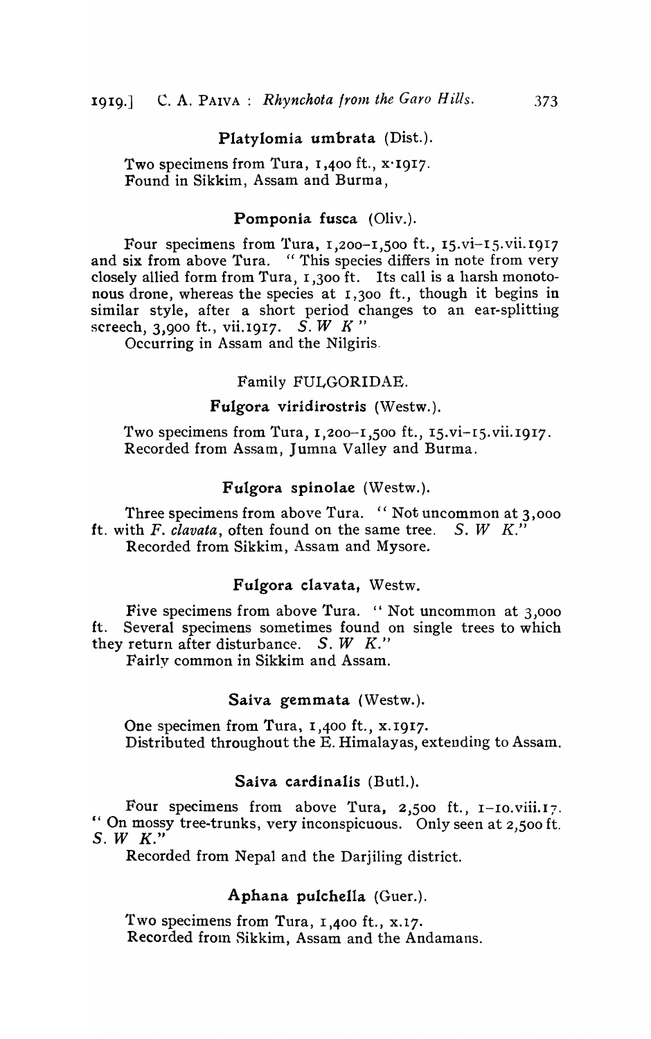### Platylomia umbrata (Dist.).

Two specimens from Tura, 1,400 ft., x·1917.
Found in Sikkim, Assam and Burma,

### Pomponia fusca (Oliv.).

Four specimens from Tura, 1,200–1,500 ft., 15.vi–15.vii.1917 and six from above Tura. "This species differs in note from very closely allied form from Tura, 1,300 ft. Its call is a harsh monotonous drone, whereas the species at 1,300 ft., though it begins in similar style, after a short period changes to an ear-splitting screech, 3,900 ft., vii.1917. *S. W K*"

Occurring in Assam and the Nilgiris.

## Family FULGORIDAE.

### Fulgora viridirostris (Westw.).

Two specimens from Tura, 1,200–1,500 ft., 15.vi–15.vii.1917.
Recorded from Assam, Jumna Valley and Burma.

### Fulgora spinolae (Westw.).

Three specimens from above Tura. "Not uncommon at 3,000 ft. with *F. clavata*, often found on the same tree. *S. W K*."

Recorded from Sikkim, Assam and Mysore.

### Fulgora clavata, Westw.

Five specimens from above Tura. "Not uncommon at 3,000 ft. Several specimens sometimes found on single trees to which they return after disturbance. *S. W K*."

Fairly common in Sikkim and Assam.

### Saiva gemmata (Westw.).

One specimen from Tura, 1,400 ft., x.1917.
Distributed throughout the E. Himalayas, extending to Assam.

### Saiva cardinalis (Butl.).

Four specimens from above Tura, 2,500 ft., 1–10.viii.17. "On mossy tree-trunks, very inconspicuous. Only seen at 2,500 ft. *S. W K*."

Recorded from Nepal and the Darjiling district.

### Aphana pulchella (Guer.).

Two specimens from Tura, 1,400 ft., x.17.
Recorded from Sikkim, Assam and the Andamans.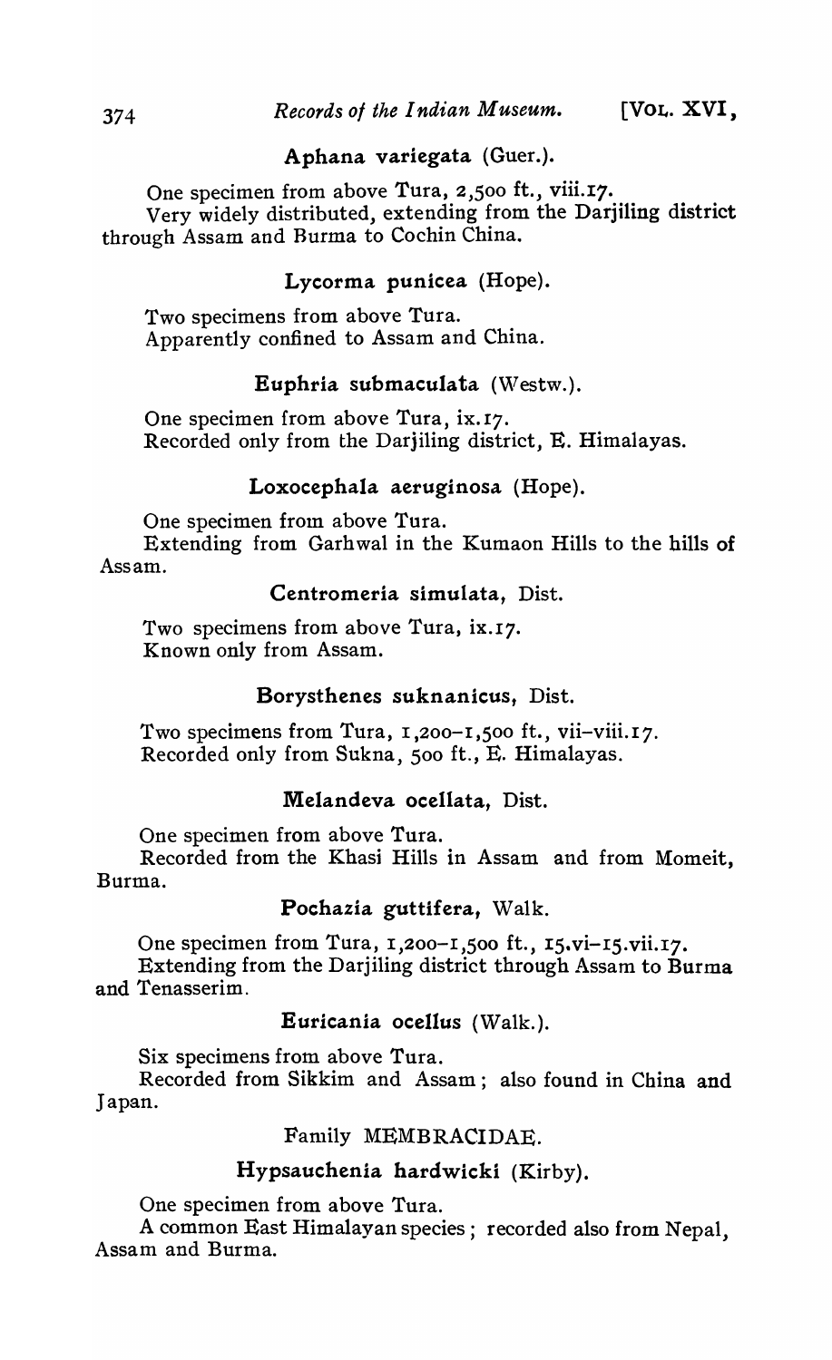### **Aphana variegata** (Guer.).

One specimen from above Tura, 2,500 ft., viii.17.

Very widely distributed, extending from the Darjiling district through Assam and Burma to Cochin China.

### **Lycorma punicea** (Hope).

Two specimens from above Tura.

Apparently confined to Assam and China.

### **Euphria submaculata** (Westw.).

One specimen from above Tura, ix.17.

Recorded only from the Darjiling district, E. Himalayas.

### **Loxocephala aeruginosa** (Hope).

One specimen from above Tura.

Extending from Garhwal in the Kumaon Hills to the hills of Assam.

### **Centromeria simulata**, Dist.

Two specimens from above Tura, ix.17.

Known only from Assam.

### **Borysthenes suknanicus**, Dist.

Two specimens from Tura, 1,200–1,500 ft., vii–viii.17.

Recorded only from Sukna, 500 ft., E. Himalayas.

### **Melandeva ocellata**, Dist.

One specimen from above Tura.

Recorded from the Khasi Hills in Assam and from Momeit, Burma.

### **Pochazia guttifera**, Walk.

One specimen from Tura, 1,200–1,500 ft., 15.vi–15.vii.17.

Extending from the Darjiling district through Assam to Burma and Tenasserim.

### **Euricania ocellus** (Walk.).

Six specimens from above Tura.

Recorded from Sikkim and Assam; also found in China and Japan.

## Family MEMBRACIDAE.

### **Hypsauchenia hardwicki** (Kirby).

One specimen from above Tura.

A common East Himalayan species; recorded also from Nepal, Assam and Burma.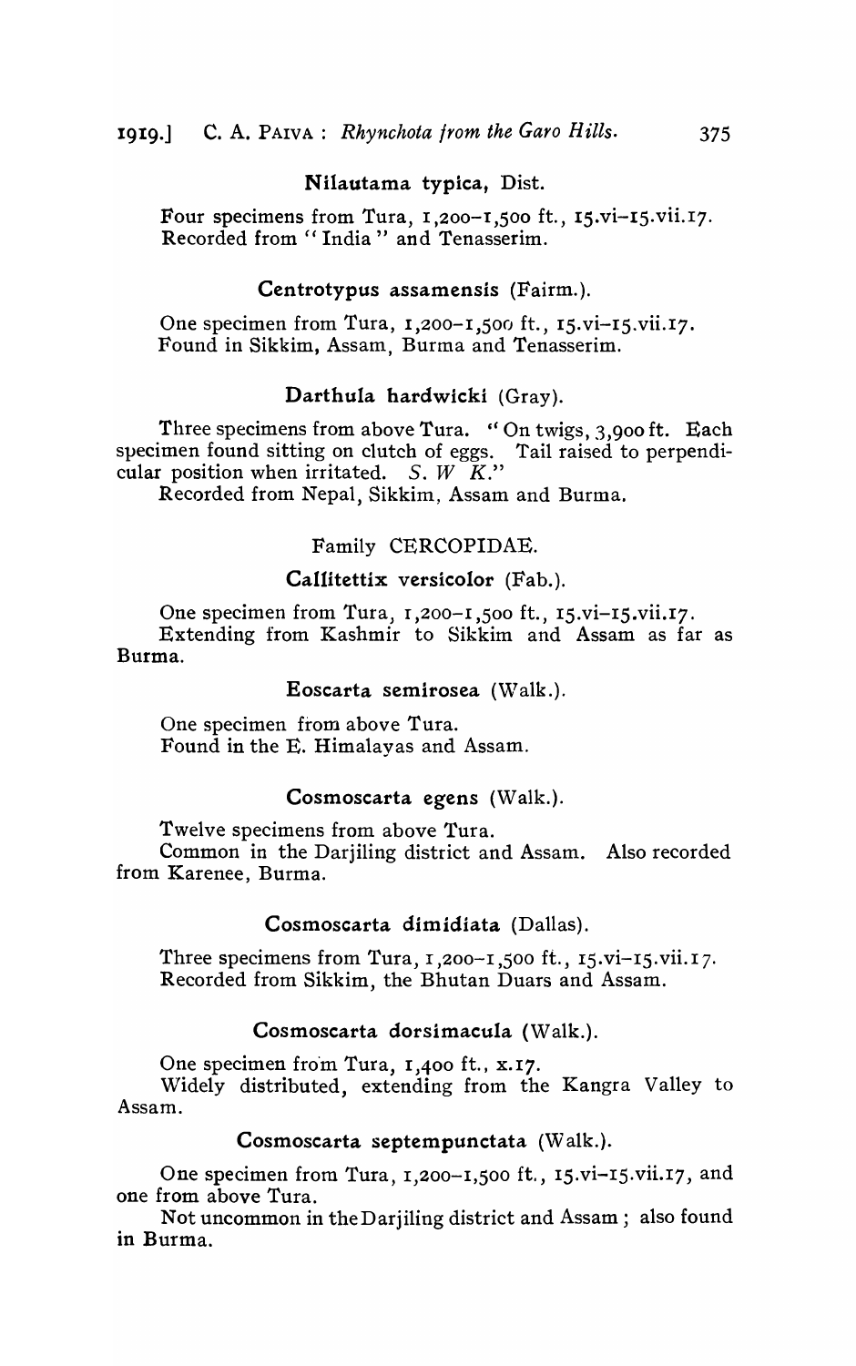### Nilautama typica, Dist.

Four specimens from Tura, 1,200–1,500 ft., 15.vi–15.vii.17. Recorded from "India" and Tenasserim.

### Centrotypus assamensis (Fairm.).

One specimen from Tura, 1,200–1,500 ft., 15.vi–15.vii.17. Found in Sikkim, Assam, Burma and Tenasserim.

### Darthula hardwicki (Gray).

Three specimens from above Tura. "On twigs, 3,900 ft. Each specimen found sitting on clutch of eggs. Tail raised to perpendicular position when irritated. *S. W K.*"

Recorded from Nepal, Sikkim, Assam and Burma.

## Family CERCOPIDAE.

### Callitettix versicolor (Fab.).

One specimen from Tura, 1,200–1,500 ft., 15.vi–15.vii.17.

Extending from Kashmir to Sikkim and Assam as far as Burma.

### Eoscarta semirosea (Walk.).

One specimen from above Tura.

Found in the E. Himalayas and Assam.

### Cosmoscarta egens (Walk.).

Twelve specimens from above Tura.

Common in the Darjiling district and Assam. Also recorded from Karenee, Burma.

### Cosmoscarta dimidiata (Dallas).

Three specimens from Tura, 1,200–1,500 ft., 15.vi–15.vii.17. Recorded from Sikkim, the Bhutan Duars and Assam.

### Cosmoscarta dorsimacula (Walk.).

One specimen from Tura, 1,400 ft., x.17.

Widely distributed, extending from the Kangra Valley to Assam.

### Cosmoscarta septempunctata (Walk.).

One specimen from Tura, 1,200–1,500 ft., 15.vi–15.vii.17, and one from above Tura.

Not uncommon in the Darjiling district and Assam; also found in Burma.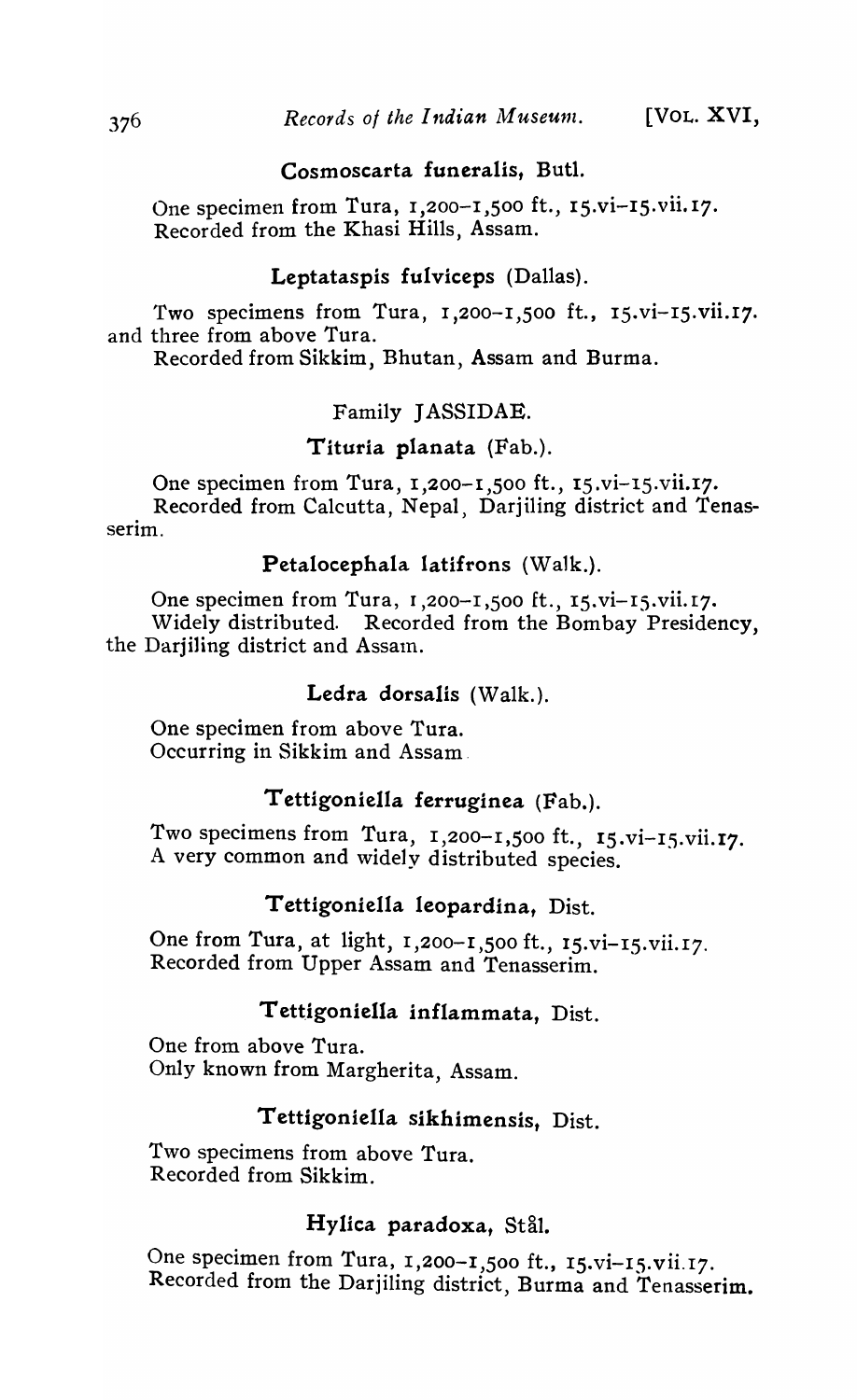### **Cosmoscarta funeralis**, Butl.

One specimen from Tura, 1,200–1,500 ft., 15.vi–15.vii.17.
Recorded from the Khasi Hills, Assam.

### **Leptataspis fulviceps** (Dallas).

Two specimens from Tura, 1,200–1,500 ft., 15.vi–15.vii.17. and three from above Tura.

Recorded from Sikkim, Bhutan, Assam and Burma.

## Family JASSIDAE.

### **Tituria planata** (Fab.).

One specimen from Tura, 1,200–1,500 ft., 15.vi–15.vii.17.
Recorded from Calcutta, Nepal, Darjiling district and Tenasserim.

### **Petalocephala latifrons** (Walk.).

One specimen from Tura, 1,200–1,500 ft., 15.vi–15.vii.17.
Widely distributed. Recorded from the Bombay Presidency, the Darjiling district and Assam.

### **Ledra dorsalis** (Walk.).

One specimen from above Tura.
Occurring in Sikkim and Assam.

### **Tettigoniella ferruginea** (Fab.).

Two specimens from Tura, 1,200–1,500 ft., 15.vi–15.vii.17.
A very common and widely distributed species.

### **Tettigoniella leopardina**, Dist.

One from Tura, at light, 1,200–1,500 ft., 15.vi–15.vii.17.
Recorded from Upper Assam and Tenasserim.

### **Tettigoniella inflammata**, Dist.

One from above Tura.
Only known from Margherita, Assam.

### **Tettigoniella sikhimensis**, Dist.

Two specimens from above Tura.
Recorded from Sikkim.

### **Hylica paradoxa**, Stål.

One specimen from Tura, 1,200–1,500 ft., 15.vi–15.vii.17.
Recorded from the Darjiling district, Burma and Tenasserim.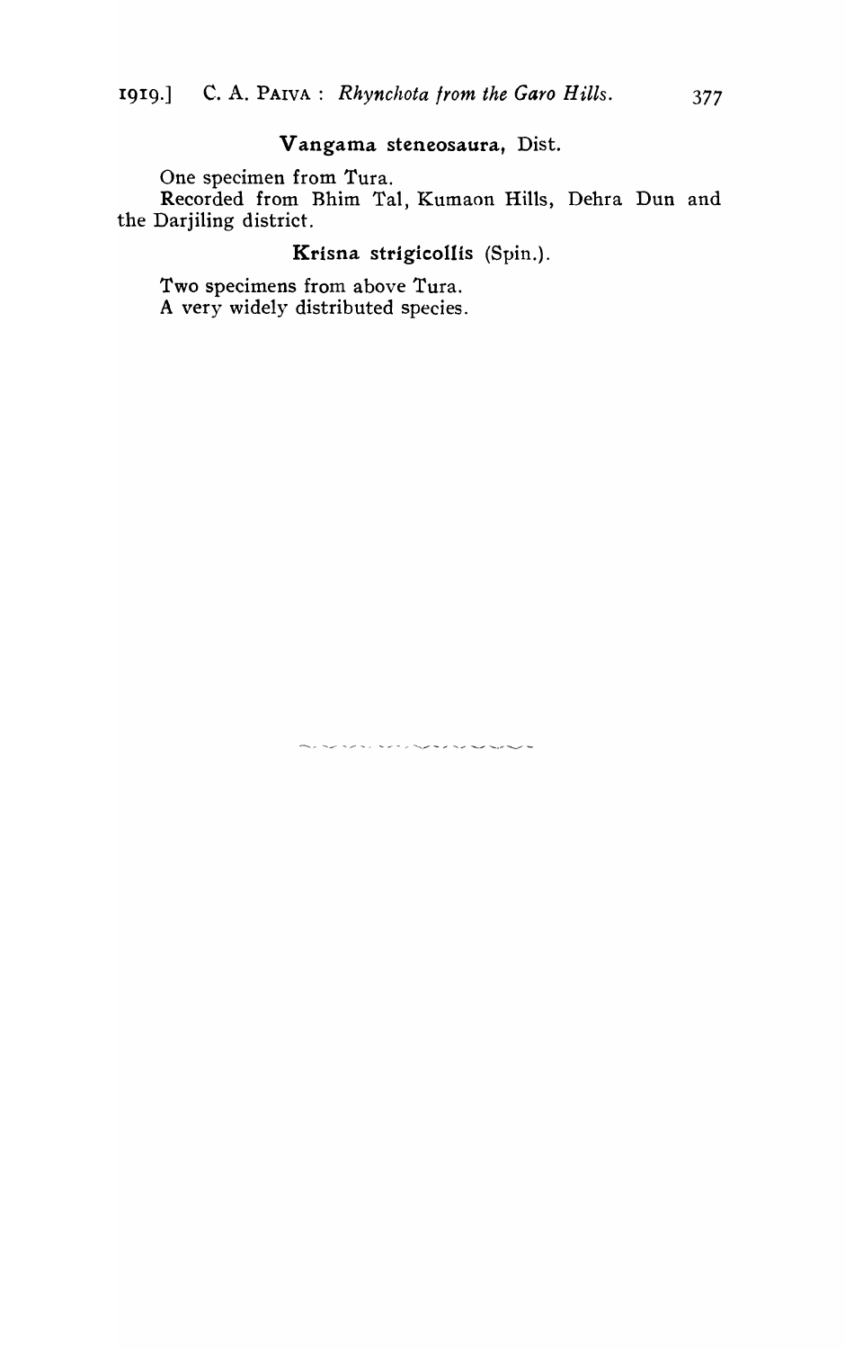### Vangama steneosaura, Dist.

One specimen from Tura.

Recorded from Bhim Tal, Kumaon Hills, Dehra Dun and the Darjiling district.

### Krisna strigicollis (Spin.).

Two specimens from above Tura.

A very widely distributed species.